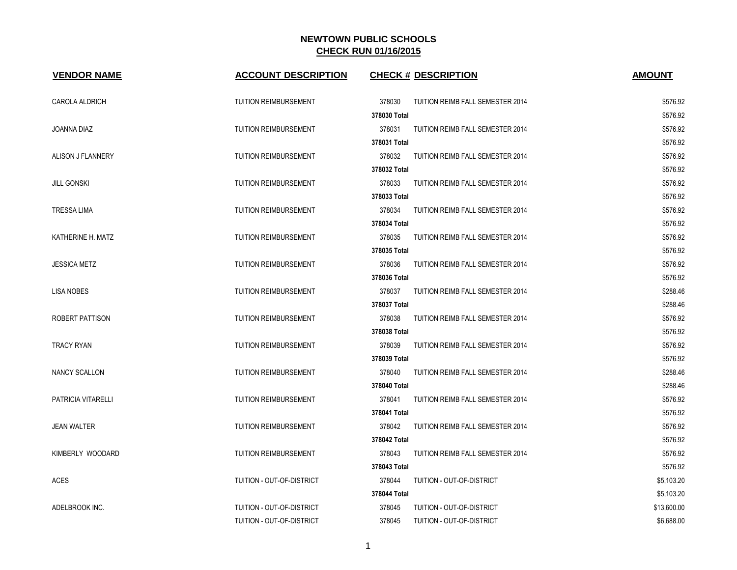# NEWTOWN PUBLIC SCHOOLS
## CHECK RUN 01/16/2015

| VENDOR NAME | ACCOUNT DESCRIPTION | CHECK # | DESCRIPTION | AMOUNT |
|---|---|---|---|---|
| CAROLA ALDRICH | TUITION REIMBURSEMENT | 378030 | TUITION REIMB FALL SEMESTER 2014 | $576.92 |
| | | **378030 Total** | | $576.92 |
| JOANNA DIAZ | TUITION REIMBURSEMENT | 378031 | TUITION REIMB FALL SEMESTER 2014 | $576.92 |
| | | **378031 Total** | | $576.92 |
| ALISON J FLANNERY | TUITION REIMBURSEMENT | 378032 | TUITION REIMB FALL SEMESTER 2014 | $576.92 |
| | | **378032 Total** | | $576.92 |
| JILL GONSKI | TUITION REIMBURSEMENT | 378033 | TUITION REIMB FALL SEMESTER 2014 | $576.92 |
| | | **378033 Total** | | $576.92 |
| TRESSA LIMA | TUITION REIMBURSEMENT | 378034 | TUITION REIMB FALL SEMESTER 2014 | $576.92 |
| | | **378034 Total** | | $576.92 |
| KATHERINE H. MATZ | TUITION REIMBURSEMENT | 378035 | TUITION REIMB FALL SEMESTER 2014 | $576.92 |
| | | **378035 Total** | | $576.92 |
| JESSICA METZ | TUITION REIMBURSEMENT | 378036 | TUITION REIMB FALL SEMESTER 2014 | $576.92 |
| | | **378036 Total** | | $576.92 |
| LISA NOBES | TUITION REIMBURSEMENT | 378037 | TUITION REIMB FALL SEMESTER 2014 | $288.46 |
| | | **378037 Total** | | $288.46 |
| ROBERT PATTISON | TUITION REIMBURSEMENT | 378038 | TUITION REIMB FALL SEMESTER 2014 | $576.92 |
| | | **378038 Total** | | $576.92 |
| TRACY RYAN | TUITION REIMBURSEMENT | 378039 | TUITION REIMB FALL SEMESTER 2014 | $576.92 |
| | | **378039 Total** | | $576.92 |
| NANCY SCALLON | TUITION REIMBURSEMENT | 378040 | TUITION REIMB FALL SEMESTER 2014 | $288.46 |
| | | **378040 Total** | | $288.46 |
| PATRICIA VITARELLI | TUITION REIMBURSEMENT | 378041 | TUITION REIMB FALL SEMESTER 2014 | $576.92 |
| | | **378041 Total** | | $576.92 |
| JEAN WALTER | TUITION REIMBURSEMENT | 378042 | TUITION REIMB FALL SEMESTER 2014 | $576.92 |
| | | **378042 Total** | | $576.92 |
| KIMBERLY WOODARD | TUITION REIMBURSEMENT | 378043 | TUITION REIMB FALL SEMESTER 2014 | $576.92 |
| | | **378043 Total** | | $576.92 |
| ACES | TUITION - OUT-OF-DISTRICT | 378044 | TUITION - OUT-OF-DISTRICT | $5,103.20 |
| | | **378044 Total** | | $5,103.20 |
| ADELBROOK INC. | TUITION - OUT-OF-DISTRICT | 378045 | TUITION - OUT-OF-DISTRICT | $13,600.00 |
| | TUITION - OUT-OF-DISTRICT | 378045 | TUITION - OUT-OF-DISTRICT | $6,688.00 |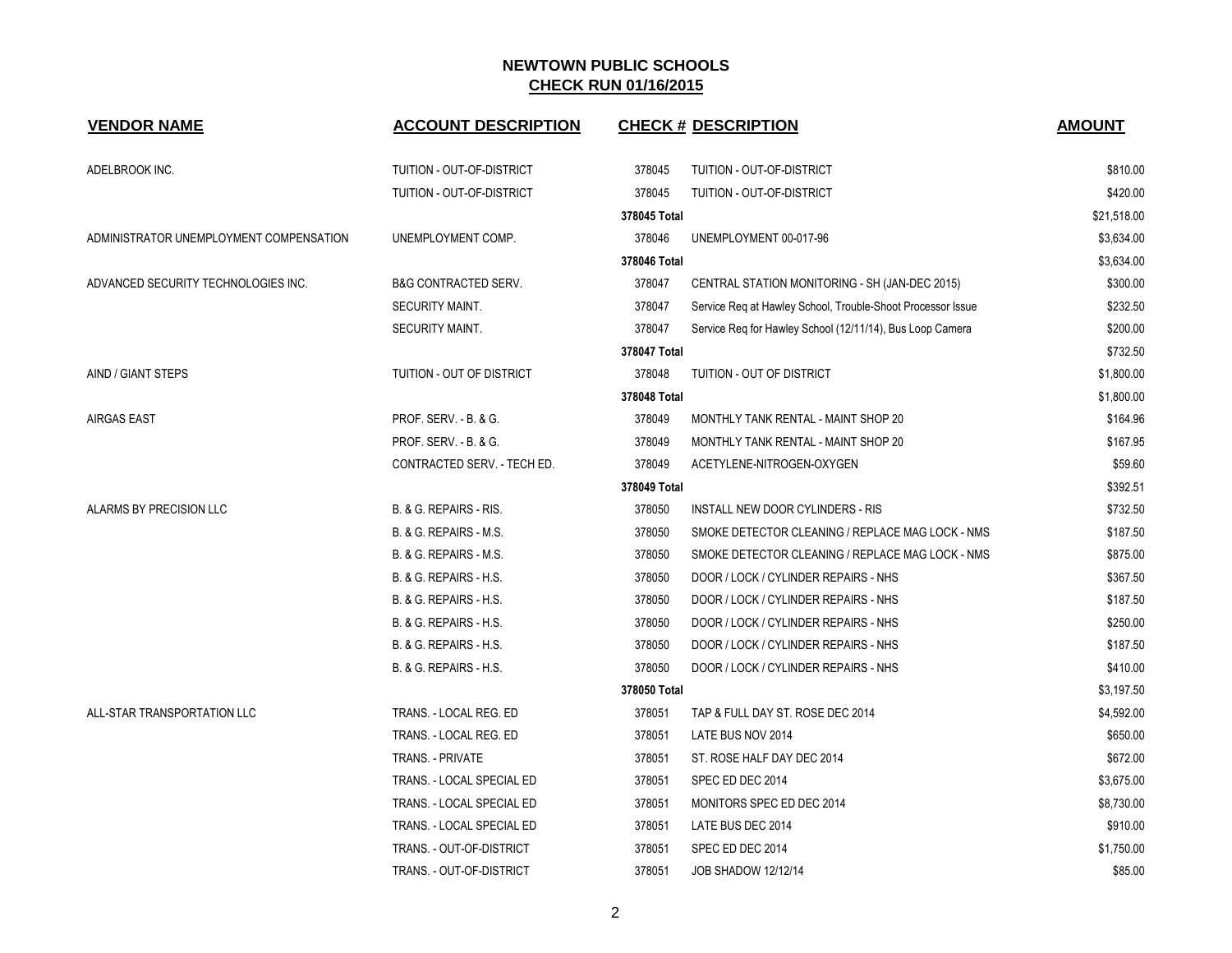# NEWTOWN PUBLIC SCHOOLS

## CHECK RUN 01/16/2015

| VENDOR NAME | ACCOUNT DESCRIPTION | CHECK # | DESCRIPTION | AMOUNT |
|---|---|---|---|---|
| ADELBROOK INC. | TUITION - OUT-OF-DISTRICT | 378045 | TUITION - OUT-OF-DISTRICT | $810.00 |
| | TUITION - OUT-OF-DISTRICT | 378045 | TUITION - OUT-OF-DISTRICT | $420.00 |
| | | 378045 Total | | $21,518.00 |
| ADMINISTRATOR UNEMPLOYMENT COMPENSATION | UNEMPLOYMENT COMP. | 378046 | UNEMPLOYMENT 00-017-96 | $3,634.00 |
| | | 378046 Total | | $3,634.00 |
| ADVANCED SECURITY TECHNOLOGIES INC. | B&G CONTRACTED SERV. | 378047 | CENTRAL STATION MONITORING - SH (JAN-DEC 2015) | $300.00 |
| | SECURITY MAINT. | 378047 | Service Req at Hawley School, Trouble-Shoot Processor Issue | $232.50 |
| | SECURITY MAINT. | 378047 | Service Req for Hawley School (12/11/14), Bus Loop Camera | $200.00 |
| | | 378047 Total | | $732.50 |
| AIND / GIANT STEPS | TUITION - OUT OF DISTRICT | 378048 | TUITION - OUT OF DISTRICT | $1,800.00 |
| | | 378048 Total | | $1,800.00 |
| AIRGAS EAST | PROF. SERV. - B. & G. | 378049 | MONTHLY TANK RENTAL - MAINT SHOP 20 | $164.96 |
| | PROF. SERV. - B. & G. | 378049 | MONTHLY TANK RENTAL - MAINT SHOP 20 | $167.95 |
| | CONTRACTED SERV. - TECH ED. | 378049 | ACETYLENE-NITROGEN-OXYGEN | $59.60 |
| | | 378049 Total | | $392.51 |
| ALARMS BY PRECISION LLC | B. & G. REPAIRS - RIS. | 378050 | INSTALL NEW DOOR CYLINDERS - RIS | $732.50 |
| | B. & G. REPAIRS - M.S. | 378050 | SMOKE DETECTOR CLEANING / REPLACE MAG LOCK - NMS | $187.50 |
| | B. & G. REPAIRS - M.S. | 378050 | SMOKE DETECTOR CLEANING / REPLACE MAG LOCK - NMS | $875.00 |
| | B. & G. REPAIRS - H.S. | 378050 | DOOR / LOCK / CYLINDER REPAIRS - NHS | $367.50 |
| | B. & G. REPAIRS - H.S. | 378050 | DOOR / LOCK / CYLINDER REPAIRS - NHS | $187.50 |
| | B. & G. REPAIRS - H.S. | 378050 | DOOR / LOCK / CYLINDER REPAIRS - NHS | $250.00 |
| | B. & G. REPAIRS - H.S. | 378050 | DOOR / LOCK / CYLINDER REPAIRS - NHS | $187.50 |
| | B. & G. REPAIRS - H.S. | 378050 | DOOR / LOCK / CYLINDER REPAIRS - NHS | $410.00 |
| | | 378050 Total | | $3,197.50 |
| ALL-STAR TRANSPORTATION LLC | TRANS. - LOCAL REG. ED | 378051 | TAP & FULL DAY ST. ROSE DEC 2014 | $4,592.00 |
| | TRANS. - LOCAL REG. ED | 378051 | LATE BUS NOV 2014 | $650.00 |
| | TRANS. - PRIVATE | 378051 | ST. ROSE HALF DAY DEC 2014 | $672.00 |
| | TRANS. - LOCAL SPECIAL ED | 378051 | SPEC ED DEC 2014 | $3,675.00 |
| | TRANS. - LOCAL SPECIAL ED | 378051 | MONITORS SPEC ED DEC 2014 | $8,730.00 |
| | TRANS. - LOCAL SPECIAL ED | 378051 | LATE BUS DEC 2014 | $910.00 |
| | TRANS. - OUT-OF-DISTRICT | 378051 | SPEC ED DEC 2014 | $1,750.00 |
| | TRANS. - OUT-OF-DISTRICT | 378051 | JOB SHADOW 12/12/14 | $85.00 |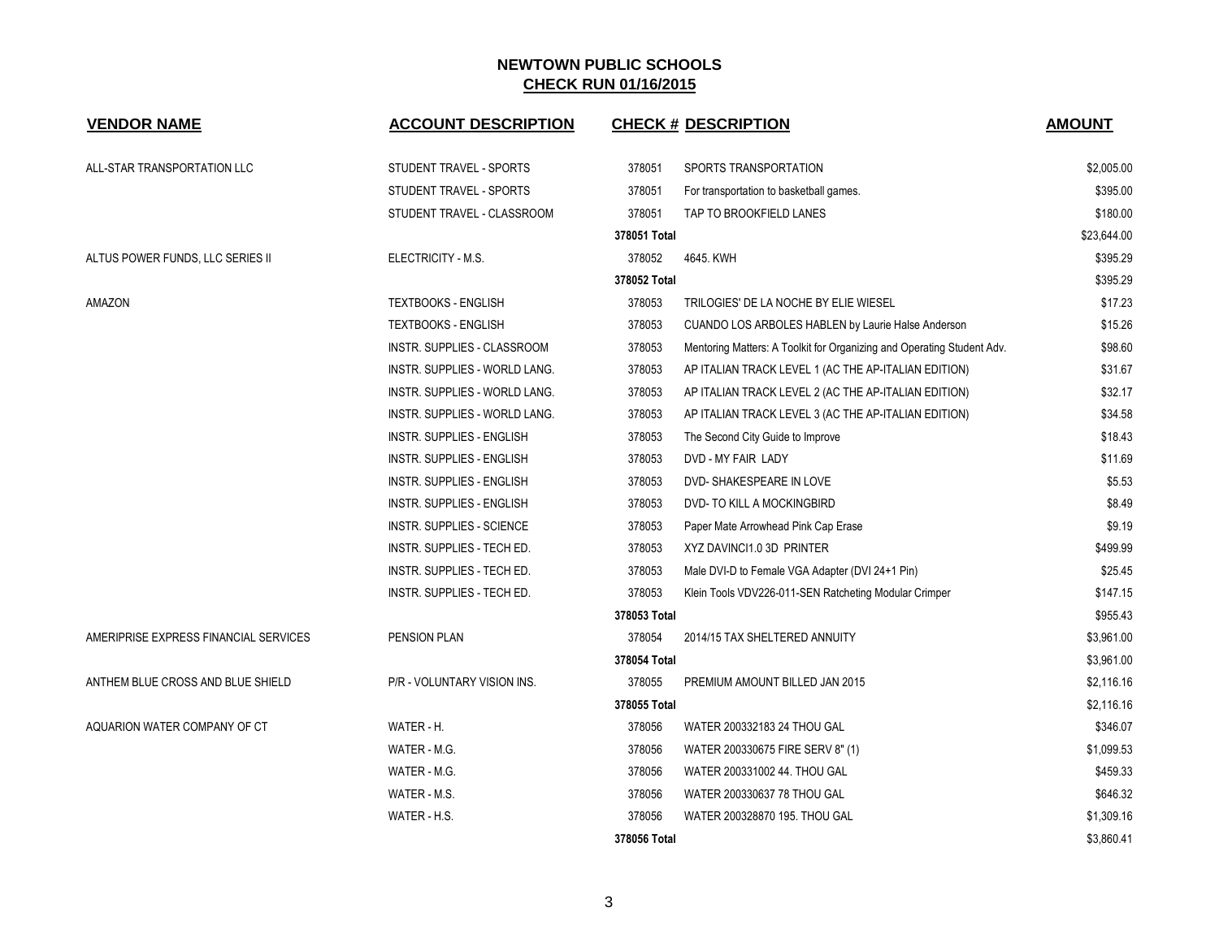# NEWTOWN PUBLIC SCHOOLS

## CHECK RUN 01/16/2015

| VENDOR NAME | ACCOUNT DESCRIPTION | CHECK # | DESCRIPTION | AMOUNT |
|---|---|---|---|---|
| ALL-STAR TRANSPORTATION LLC | STUDENT TRAVEL - SPORTS | 378051 | SPORTS TRANSPORTATION | $2,005.00 |
| | STUDENT TRAVEL - SPORTS | 378051 | For transportation to basketball games. | $395.00 |
| | STUDENT TRAVEL - CLASSROOM | 378051 | TAP TO BROOKFIELD LANES | $180.00 |
| | | **378051 Total** | | $23,644.00 |
| ALTUS POWER FUNDS, LLC SERIES II | ELECTRICITY - M.S. | 378052 | 4645. KWH | $395.29 |
| | | **378052 Total** | | $395.29 |
| AMAZON | TEXTBOOKS - ENGLISH | 378053 | TRILOGIES' DE LA NOCHE BY ELIE WIESEL | $17.23 |
| | TEXTBOOKS - ENGLISH | 378053 | CUANDO LOS ARBOLES HABLEN by Laurie Halse Anderson | $15.26 |
| | INSTR. SUPPLIES - CLASSROOM | 378053 | Mentoring Matters: A Toolkit for Organizing and Operating Student Adv. | $98.60 |
| | INSTR. SUPPLIES - WORLD LANG. | 378053 | AP ITALIAN TRACK LEVEL 1 (AC THE AP-ITALIAN EDITION) | $31.67 |
| | INSTR. SUPPLIES - WORLD LANG. | 378053 | AP ITALIAN TRACK LEVEL 2 (AC THE AP-ITALIAN EDITION) | $32.17 |
| | INSTR. SUPPLIES - WORLD LANG. | 378053 | AP ITALIAN TRACK LEVEL 3 (AC THE AP-ITALIAN EDITION) | $34.58 |
| | INSTR. SUPPLIES - ENGLISH | 378053 | The Second City Guide to Improve | $18.43 |
| | INSTR. SUPPLIES - ENGLISH | 378053 | DVD - MY FAIR LADY | $11.69 |
| | INSTR. SUPPLIES - ENGLISH | 378053 | DVD- SHAKESPEARE IN LOVE | $5.53 |
| | INSTR. SUPPLIES - ENGLISH | 378053 | DVD- TO KILL A MOCKINGBIRD | $8.49 |
| | INSTR. SUPPLIES - SCIENCE | 378053 | Paper Mate Arrowhead Pink Cap Erase | $9.19 |
| | INSTR. SUPPLIES - TECH ED. | 378053 | XYZ DAVINCI1.0 3D PRINTER | $499.99 |
| | INSTR. SUPPLIES - TECH ED. | 378053 | Male DVI-D to Female VGA Adapter (DVI 24+1 Pin) | $25.45 |
| | INSTR. SUPPLIES - TECH ED. | 378053 | Klein Tools VDV226-011-SEN Ratcheting Modular Crimper | $147.15 |
| | | **378053 Total** | | $955.43 |
| AMERIPRISE EXPRESS FINANCIAL SERVICES | PENSION PLAN | 378054 | 2014/15 TAX SHELTERED ANNUITY | $3,961.00 |
| | | **378054 Total** | | $3,961.00 |
| ANTHEM BLUE CROSS AND BLUE SHIELD | P/R - VOLUNTARY VISION INS. | 378055 | PREMIUM AMOUNT BILLED JAN 2015 | $2,116.16 |
| | | **378055 Total** | | $2,116.16 |
| AQUARION WATER COMPANY OF CT | WATER - H. | 378056 | WATER 200332183 24 THOU GAL | $346.07 |
| | WATER - M.G. | 378056 | WATER 200330675 FIRE SERV 8" (1) | $1,099.53 |
| | WATER - M.G. | 378056 | WATER 200331002 44. THOU GAL | $459.33 |
| | WATER - M.S. | 378056 | WATER 200330637 78 THOU GAL | $646.32 |
| | WATER - H.S. | 378056 | WATER 200328870 195. THOU GAL | $1,309.16 |
| | | **378056 Total** | | $3,860.41 |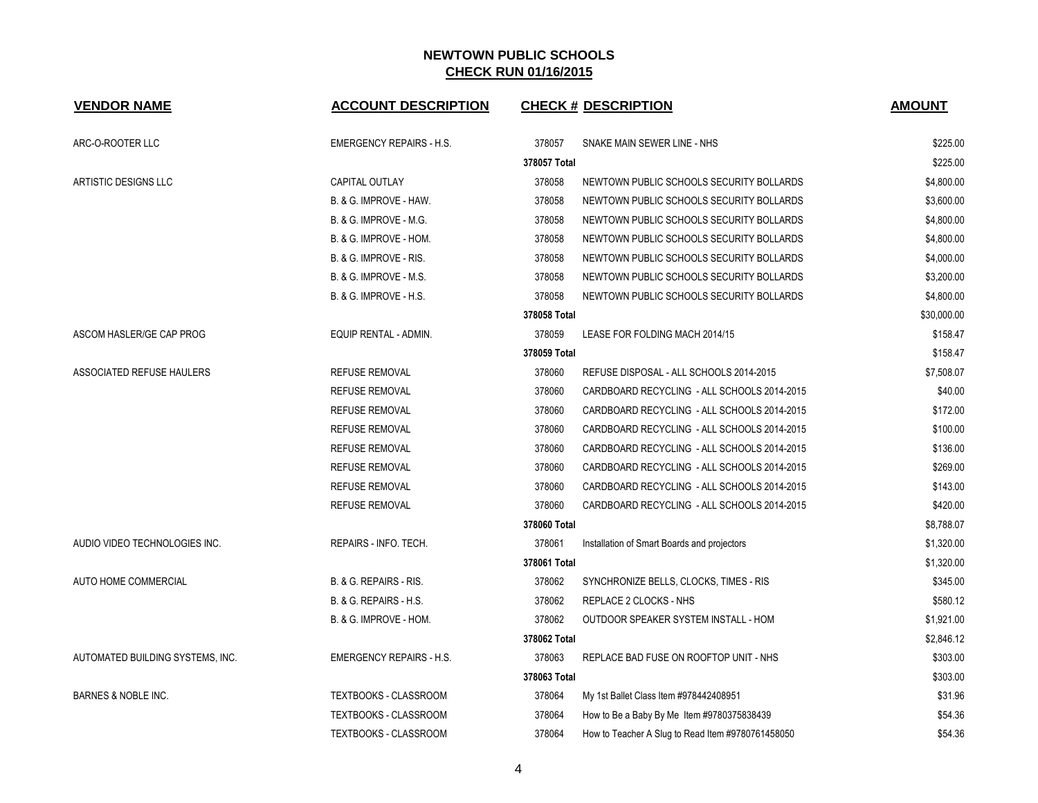# NEWTOWN PUBLIC SCHOOLS

## CHECK RUN 01/16/2015

| VENDOR NAME | ACCOUNT DESCRIPTION | CHECK # | DESCRIPTION | AMOUNT |
|---|---|---|---|---|
| ARC-O-ROOTER LLC | EMERGENCY REPAIRS - H.S. | 378057 | SNAKE MAIN SEWER LINE - NHS | $225.00 |
| | | 378057 Total | | $225.00 |
| ARTISTIC DESIGNS LLC | CAPITAL OUTLAY | 378058 | NEWTOWN PUBLIC SCHOOLS SECURITY BOLLARDS | $4,800.00 |
| | B. & G. IMPROVE - HAW. | 378058 | NEWTOWN PUBLIC SCHOOLS SECURITY BOLLARDS | $3,600.00 |
| | B. & G. IMPROVE - M.G. | 378058 | NEWTOWN PUBLIC SCHOOLS SECURITY BOLLARDS | $4,800.00 |
| | B. & G. IMPROVE - HOM. | 378058 | NEWTOWN PUBLIC SCHOOLS SECURITY BOLLARDS | $4,800.00 |
| | B. & G. IMPROVE - RIS. | 378058 | NEWTOWN PUBLIC SCHOOLS SECURITY BOLLARDS | $4,000.00 |
| | B. & G. IMPROVE - M.S. | 378058 | NEWTOWN PUBLIC SCHOOLS SECURITY BOLLARDS | $3,200.00 |
| | B. & G. IMPROVE - H.S. | 378058 | NEWTOWN PUBLIC SCHOOLS SECURITY BOLLARDS | $4,800.00 |
| | | 378058 Total | | $30,000.00 |
| ASCOM HASLER/GE CAP PROG | EQUIP RENTAL - ADMIN. | 378059 | LEASE FOR FOLDING MACH 2014/15 | $158.47 |
| | | 378059 Total | | $158.47 |
| ASSOCIATED REFUSE HAULERS | REFUSE REMOVAL | 378060 | REFUSE DISPOSAL - ALL SCHOOLS 2014-2015 | $7,508.07 |
| | REFUSE REMOVAL | 378060 | CARDBOARD RECYCLING - ALL SCHOOLS 2014-2015 | $40.00 |
| | REFUSE REMOVAL | 378060 | CARDBOARD RECYCLING - ALL SCHOOLS 2014-2015 | $172.00 |
| | REFUSE REMOVAL | 378060 | CARDBOARD RECYCLING - ALL SCHOOLS 2014-2015 | $100.00 |
| | REFUSE REMOVAL | 378060 | CARDBOARD RECYCLING - ALL SCHOOLS 2014-2015 | $136.00 |
| | REFUSE REMOVAL | 378060 | CARDBOARD RECYCLING - ALL SCHOOLS 2014-2015 | $269.00 |
| | REFUSE REMOVAL | 378060 | CARDBOARD RECYCLING - ALL SCHOOLS 2014-2015 | $143.00 |
| | REFUSE REMOVAL | 378060 | CARDBOARD RECYCLING - ALL SCHOOLS 2014-2015 | $420.00 |
| | | 378060 Total | | $8,788.07 |
| AUDIO VIDEO TECHNOLOGIES INC. | REPAIRS - INFO. TECH. | 378061 | Installation of Smart Boards and projectors | $1,320.00 |
| | | 378061 Total | | $1,320.00 |
| AUTO HOME COMMERCIAL | B. & G. REPAIRS - RIS. | 378062 | SYNCHRONIZE BELLS, CLOCKS, TIMES - RIS | $345.00 |
| | B. & G. REPAIRS - H.S. | 378062 | REPLACE 2 CLOCKS - NHS | $580.12 |
| | B. & G. IMPROVE - HOM. | 378062 | OUTDOOR SPEAKER SYSTEM INSTALL - HOM | $1,921.00 |
| | | 378062 Total | | $2,846.12 |
| AUTOMATED BUILDING SYSTEMS, INC. | EMERGENCY REPAIRS - H.S. | 378063 | REPLACE BAD FUSE ON ROOFTOP UNIT - NHS | $303.00 |
| | | 378063 Total | | $303.00 |
| BARNES & NOBLE INC. | TEXTBOOKS - CLASSROOM | 378064 | My 1st Ballet Class Item #978442408951 | $31.96 |
| | TEXTBOOKS - CLASSROOM | 378064 | How to Be a Baby By Me Item #9780375838439 | $54.36 |
| | TEXTBOOKS - CLASSROOM | 378064 | How to Teacher A Slug to Read Item #9780761458050 | $54.36 |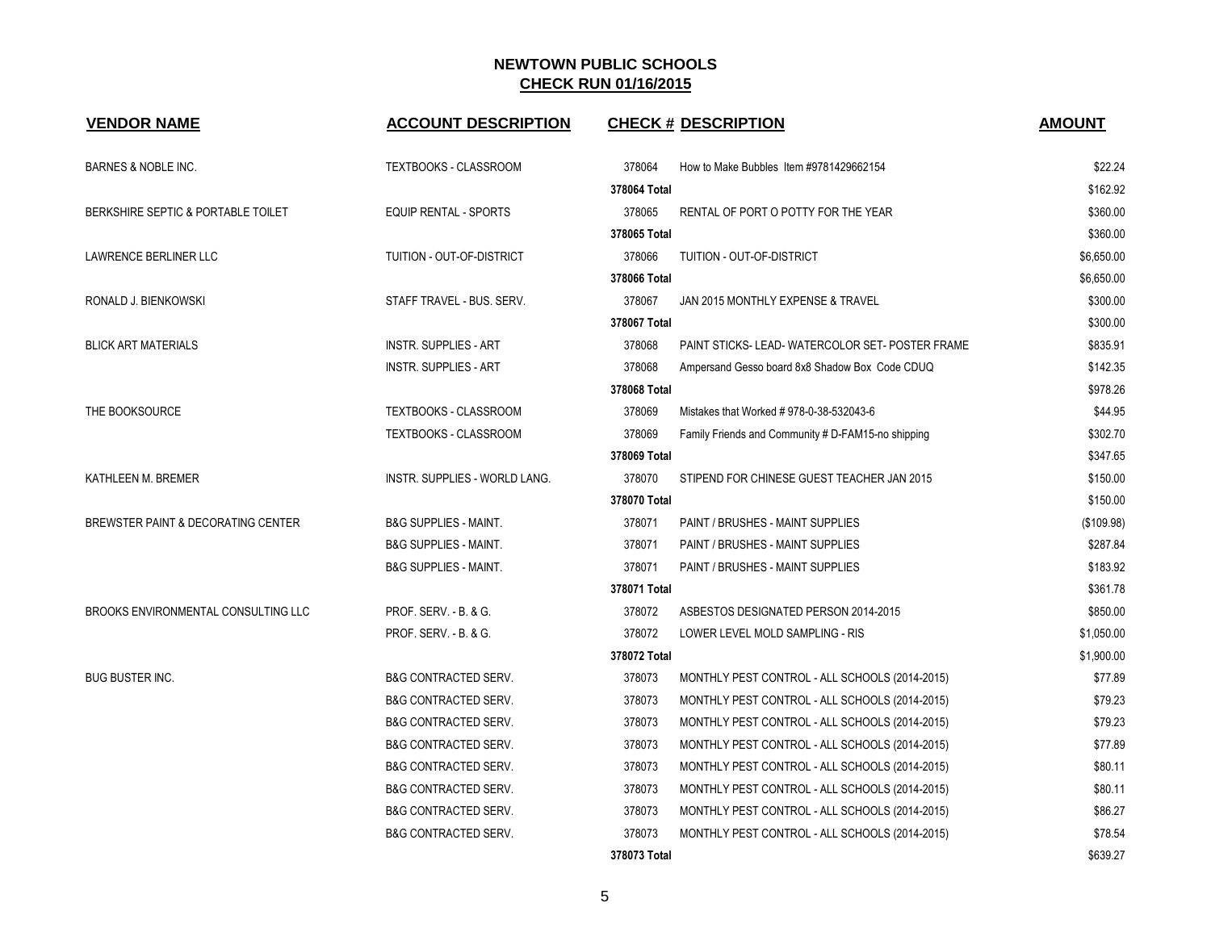## NEWTOWN PUBLIC SCHOOLS
## CHECK RUN 01/16/2015

| VENDOR NAME | ACCOUNT DESCRIPTION | CHECK # | DESCRIPTION | AMOUNT |
|---|---|---|---|---|
| BARNES & NOBLE INC. | TEXTBOOKS - CLASSROOM | 378064 | How to Make Bubbles Item #9781429662154 | $22.24 |
| | | 378064 Total | | $162.92 |
| BERKSHIRE SEPTIC & PORTABLE TOILET | EQUIP RENTAL - SPORTS | 378065 | RENTAL OF PORT O POTTY FOR THE YEAR | $360.00 |
| | | 378065 Total | | $360.00 |
| LAWRENCE BERLINER LLC | TUITION - OUT-OF-DISTRICT | 378066 | TUITION - OUT-OF-DISTRICT | $6,650.00 |
| | | 378066 Total | | $6,650.00 |
| RONALD J. BIENKOWSKI | STAFF TRAVEL - BUS. SERV. | 378067 | JAN 2015 MONTHLY EXPENSE & TRAVEL | $300.00 |
| | | 378067 Total | | $300.00 |
| BLICK ART MATERIALS | INSTR. SUPPLIES - ART | 378068 | PAINT STICKS- LEAD- WATERCOLOR SET- POSTER FRAME | $835.91 |
| | INSTR. SUPPLIES - ART | 378068 | Ampersand Gesso board 8x8 Shadow Box Code CDUQ | $142.35 |
| | | 378068 Total | | $978.26 |
| THE BOOKSOURCE | TEXTBOOKS - CLASSROOM | 378069 | Mistakes that Worked # 978-0-38-532043-6 | $44.95 |
| | TEXTBOOKS - CLASSROOM | 378069 | Family Friends and Community # D-FAM15-no shipping | $302.70 |
| | | 378069 Total | | $347.65 |
| KATHLEEN M. BREMER | INSTR. SUPPLIES - WORLD LANG. | 378070 | STIPEND FOR CHINESE GUEST TEACHER JAN 2015 | $150.00 |
| | | 378070 Total | | $150.00 |
| BREWSTER PAINT & DECORATING CENTER | B&G SUPPLIES - MAINT. | 378071 | PAINT / BRUSHES - MAINT SUPPLIES | ($109.98) |
| | B&G SUPPLIES - MAINT. | 378071 | PAINT / BRUSHES - MAINT SUPPLIES | $287.84 |
| | B&G SUPPLIES - MAINT. | 378071 | PAINT / BRUSHES - MAINT SUPPLIES | $183.92 |
| | | 378071 Total | | $361.78 |
| BROOKS ENVIRONMENTAL CONSULTING LLC | PROF. SERV. - B. & G. | 378072 | ASBESTOS DESIGNATED PERSON 2014-2015 | $850.00 |
| | PROF. SERV. - B. & G. | 378072 | LOWER LEVEL MOLD SAMPLING - RIS | $1,050.00 |
| | | 378072 Total | | $1,900.00 |
| BUG BUSTER INC. | B&G CONTRACTED SERV. | 378073 | MONTHLY PEST CONTROL - ALL SCHOOLS (2014-2015) | $77.89 |
| | B&G CONTRACTED SERV. | 378073 | MONTHLY PEST CONTROL - ALL SCHOOLS (2014-2015) | $79.23 |
| | B&G CONTRACTED SERV. | 378073 | MONTHLY PEST CONTROL - ALL SCHOOLS (2014-2015) | $79.23 |
| | B&G CONTRACTED SERV. | 378073 | MONTHLY PEST CONTROL - ALL SCHOOLS (2014-2015) | $77.89 |
| | B&G CONTRACTED SERV. | 378073 | MONTHLY PEST CONTROL - ALL SCHOOLS (2014-2015) | $80.11 |
| | B&G CONTRACTED SERV. | 378073 | MONTHLY PEST CONTROL - ALL SCHOOLS (2014-2015) | $80.11 |
| | B&G CONTRACTED SERV. | 378073 | MONTHLY PEST CONTROL - ALL SCHOOLS (2014-2015) | $86.27 |
| | B&G CONTRACTED SERV. | 378073 | MONTHLY PEST CONTROL - ALL SCHOOLS (2014-2015) | $78.54 |
| | | 378073 Total | | $639.27 |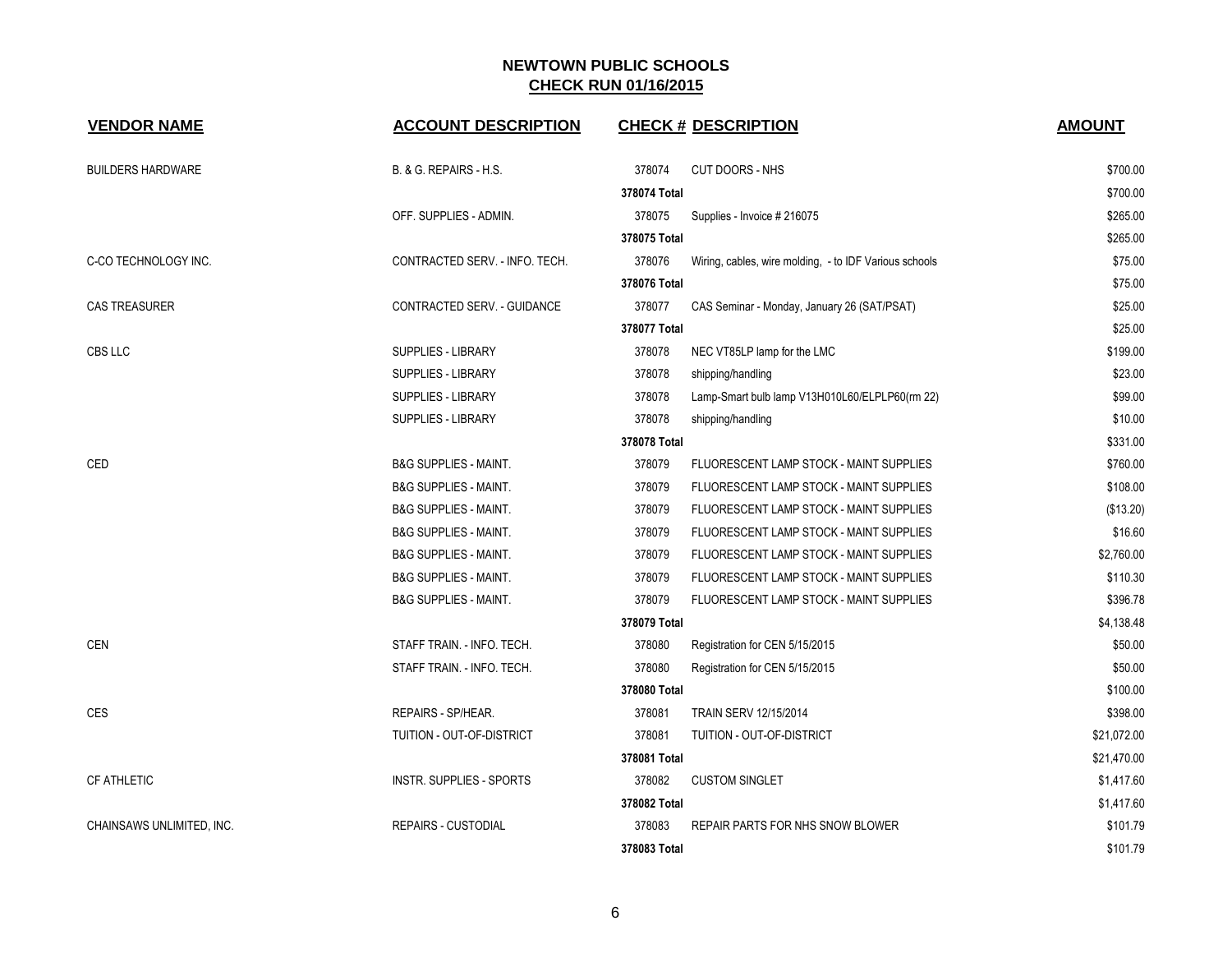# NEWTOWN PUBLIC SCHOOLS

## CHECK RUN 01/16/2015

| VENDOR NAME | ACCOUNT DESCRIPTION | CHECK # | DESCRIPTION | AMOUNT |
|---|---|---|---|---|
| BUILDERS HARDWARE | B. & G. REPAIRS - H.S. | 378074 | CUT DOORS - NHS | $700.00 |
| | | 378074 Total | | $700.00 |
| | OFF. SUPPLIES - ADMIN. | 378075 | Supplies - Invoice # 216075 | $265.00 |
| | | 378075 Total | | $265.00 |
| C-CO TECHNOLOGY INC. | CONTRACTED SERV. - INFO. TECH. | 378076 | Wiring, cables, wire molding, - to IDF Various schools | $75.00 |
| | | 378076 Total | | $75.00 |
| CAS TREASURER | CONTRACTED SERV. - GUIDANCE | 378077 | CAS Seminar - Monday, January 26 (SAT/PSAT) | $25.00 |
| | | 378077 Total | | $25.00 |
| CBS LLC | SUPPLIES - LIBRARY | 378078 | NEC VT85LP lamp for the LMC | $199.00 |
| | SUPPLIES - LIBRARY | 378078 | shipping/handling | $23.00 |
| | SUPPLIES - LIBRARY | 378078 | Lamp-Smart bulb lamp V13H010L60/ELPLP60(rm 22) | $99.00 |
| | SUPPLIES - LIBRARY | 378078 | shipping/handling | $10.00 |
| | | 378078 Total | | $331.00 |
| CED | B&G SUPPLIES - MAINT. | 378079 | FLUORESCENT LAMP STOCK - MAINT SUPPLIES | $760.00 |
| | B&G SUPPLIES - MAINT. | 378079 | FLUORESCENT LAMP STOCK - MAINT SUPPLIES | $108.00 |
| | B&G SUPPLIES - MAINT. | 378079 | FLUORESCENT LAMP STOCK - MAINT SUPPLIES | ($13.20) |
| | B&G SUPPLIES - MAINT. | 378079 | FLUORESCENT LAMP STOCK - MAINT SUPPLIES | $16.60 |
| | B&G SUPPLIES - MAINT. | 378079 | FLUORESCENT LAMP STOCK - MAINT SUPPLIES | $2,760.00 |
| | B&G SUPPLIES - MAINT. | 378079 | FLUORESCENT LAMP STOCK - MAINT SUPPLIES | $110.30 |
| | B&G SUPPLIES - MAINT. | 378079 | FLUORESCENT LAMP STOCK - MAINT SUPPLIES | $396.78 |
| | | 378079 Total | | $4,138.48 |
| CEN | STAFF TRAIN. - INFO. TECH. | 378080 | Registration for CEN 5/15/2015 | $50.00 |
| | STAFF TRAIN. - INFO. TECH. | 378080 | Registration for CEN 5/15/2015 | $50.00 |
| | | 378080 Total | | $100.00 |
| CES | REPAIRS - SP/HEAR. | 378081 | TRAIN SERV 12/15/2014 | $398.00 |
| | TUITION - OUT-OF-DISTRICT | 378081 | TUITION - OUT-OF-DISTRICT | $21,072.00 |
| | | 378081 Total | | $21,470.00 |
| CF ATHLETIC | INSTR. SUPPLIES - SPORTS | 378082 | CUSTOM SINGLET | $1,417.60 |
| | | 378082 Total | | $1,417.60 |
| CHAINSAWS UNLIMITED, INC. | REPAIRS - CUSTODIAL | 378083 | REPAIR PARTS FOR NHS SNOW BLOWER | $101.79 |
| | | 378083 Total | | $101.79 |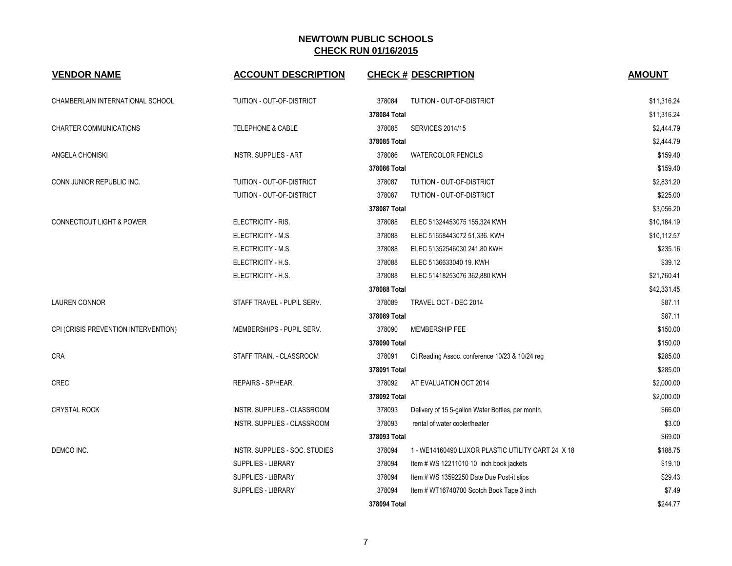## NEWTOWN PUBLIC SCHOOLS
## CHECK RUN 01/16/2015

| VENDOR NAME | ACCOUNT DESCRIPTION | CHECK # | DESCRIPTION | AMOUNT |
|---|---|---|---|---|
| CHAMBERLAIN INTERNATIONAL SCHOOL | TUITION - OUT-OF-DISTRICT | 378084 | TUITION - OUT-OF-DISTRICT | $11,316.24 |
| | | 378084 Total | | $11,316.24 |
| CHARTER COMMUNICATIONS | TELEPHONE & CABLE | 378085 | SERVICES 2014/15 | $2,444.79 |
| | | 378085 Total | | $2,444.79 |
| ANGELA CHONISKI | INSTR. SUPPLIES - ART | 378086 | WATERCOLOR PENCILS | $159.40 |
| | | 378086 Total | | $159.40 |
| CONN JUNIOR REPUBLIC INC. | TUITION - OUT-OF-DISTRICT | 378087 | TUITION - OUT-OF-DISTRICT | $2,831.20 |
| | TUITION - OUT-OF-DISTRICT | 378087 | TUITION - OUT-OF-DISTRICT | $225.00 |
| | | 378087 Total | | $3,056.20 |
| CONNECTICUT LIGHT & POWER | ELECTRICITY - RIS. | 378088 | ELEC 51324453075 155,324 KWH | $10,184.19 |
| | ELECTRICITY - M.S. | 378088 | ELEC 51658443072 51,336. KWH | $10,112.57 |
| | ELECTRICITY - M.S. | 378088 | ELEC 51352546030 241.80 KWH | $235.16 |
| | ELECTRICITY - H.S. | 378088 | ELEC 5136633040 19. KWH | $39.12 |
| | ELECTRICITY - H.S. | 378088 | ELEC 51418253076 362,880 KWH | $21,760.41 |
| | | 378088 Total | | $42,331.45 |
| LAUREN CONNOR | STAFF TRAVEL - PUPIL SERV. | 378089 | TRAVEL OCT - DEC 2014 | $87.11 |
| | | 378089 Total | | $87.11 |
| CPI (CRISIS PREVENTION INTERVENTION) | MEMBERSHIPS - PUPIL SERV. | 378090 | MEMBERSHIP FEE | $150.00 |
| | | 378090 Total | | $150.00 |
| CRA | STAFF TRAIN. - CLASSROOM | 378091 | Ct Reading Assoc. conference 10/23 & 10/24 reg | $285.00 |
| | | 378091 Total | | $285.00 |
| CREC | REPAIRS - SP/HEAR. | 378092 | AT EVALUATION OCT 2014 | $2,000.00 |
| | | 378092 Total | | $2,000.00 |
| CRYSTAL ROCK | INSTR. SUPPLIES - CLASSROOM | 378093 | Delivery of 15 5-gallon Water Bottles, per month, | $66.00 |
| | INSTR. SUPPLIES - CLASSROOM | 378093 | rental of water cooler/heater | $3.00 |
| | | 378093 Total | | $69.00 |
| DEMCO INC. | INSTR. SUPPLIES - SOC. STUDIES | 378094 | 1 - WE14160490 LUXOR PLASTIC UTILITY CART 24 X 18 | $188.75 |
| | SUPPLIES - LIBRARY | 378094 | Item # WS 12211010 10 inch book jackets | $19.10 |
| | SUPPLIES - LIBRARY | 378094 | Item # WS 13592250 Date Due Post-it slips | $29.43 |
| | SUPPLIES - LIBRARY | 378094 | Item # WT16740700 Scotch Book Tape 3 inch | $7.49 |
| | | 378094 Total | | $244.77 |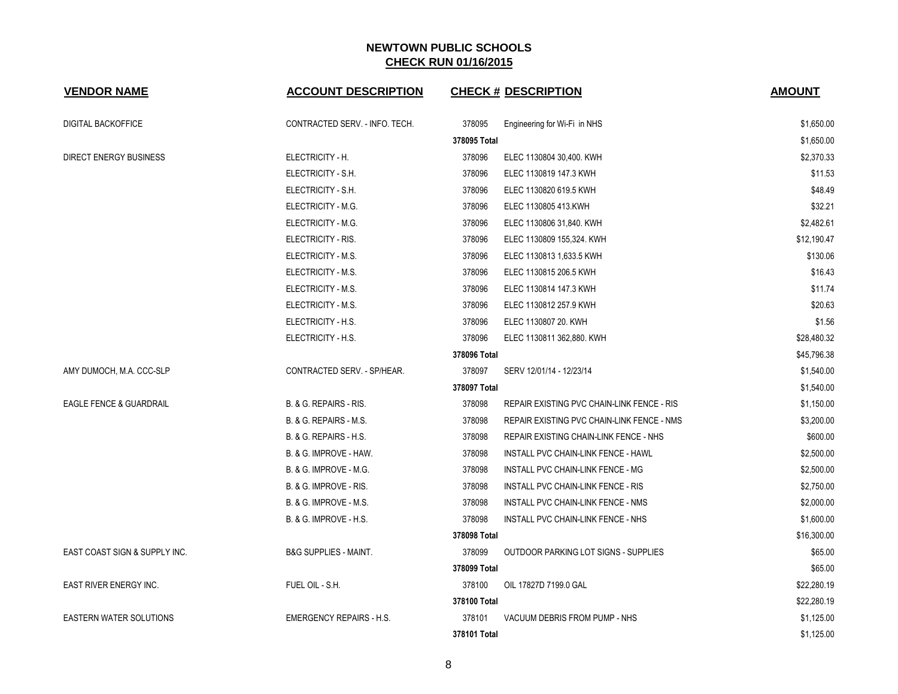# NEWTOWN PUBLIC SCHOOLS

## CHECK RUN 01/16/2015

| VENDOR NAME | ACCOUNT DESCRIPTION | CHECK # | DESCRIPTION | AMOUNT |
|---|---|---|---|---|
| DIGITAL BACKOFFICE | CONTRACTED SERV. - INFO. TECH. | 378095 | Engineering for Wi-Fi in NHS | $1,650.00 |
| | | 378095 Total | | $1,650.00 |
| DIRECT ENERGY BUSINESS | ELECTRICITY - H. | 378096 | ELEC 1130804 30,400. KWH | $2,370.33 |
| | ELECTRICITY - S.H. | 378096 | ELEC 1130819 147.3 KWH | $11.53 |
| | ELECTRICITY - S.H. | 378096 | ELEC 1130820 619.5 KWH | $48.49 |
| | ELECTRICITY - M.G. | 378096 | ELEC 1130805 413.KWH | $32.21 |
| | ELECTRICITY - M.G. | 378096 | ELEC 1130806 31,840. KWH | $2,482.61 |
| | ELECTRICITY - RIS. | 378096 | ELEC 1130809 155,324. KWH | $12,190.47 |
| | ELECTRICITY - M.S. | 378096 | ELEC 1130813 1,633.5 KWH | $130.06 |
| | ELECTRICITY - M.S. | 378096 | ELEC 1130815 206.5 KWH | $16.43 |
| | ELECTRICITY - M.S. | 378096 | ELEC 1130814 147.3 KWH | $11.74 |
| | ELECTRICITY - M.S. | 378096 | ELEC 1130812 257.9 KWH | $20.63 |
| | ELECTRICITY - H.S. | 378096 | ELEC 1130807 20. KWH | $1.56 |
| | ELECTRICITY - H.S. | 378096 | ELEC 1130811 362,880. KWH | $28,480.32 |
| | | 378096 Total | | $45,796.38 |
| AMY DUMOCH, M.A. CCC-SLP | CONTRACTED SERV. - SP/HEAR. | 378097 | SERV 12/01/14 - 12/23/14 | $1,540.00 |
| | | 378097 Total | | $1,540.00 |
| EAGLE FENCE & GUARDRAIL | B. & G. REPAIRS - RIS. | 378098 | REPAIR EXISTING PVC CHAIN-LINK FENCE - RIS | $1,150.00 |
| | B. & G. REPAIRS - M.S. | 378098 | REPAIR EXISTING PVC CHAIN-LINK FENCE - NMS | $3,200.00 |
| | B. & G. REPAIRS - H.S. | 378098 | REPAIR EXISTING CHAIN-LINK FENCE - NHS | $600.00 |
| | B. & G. IMPROVE - HAW. | 378098 | INSTALL PVC CHAIN-LINK FENCE - HAWL | $2,500.00 |
| | B. & G. IMPROVE - M.G. | 378098 | INSTALL PVC CHAIN-LINK FENCE - MG | $2,500.00 |
| | B. & G. IMPROVE - RIS. | 378098 | INSTALL PVC CHAIN-LINK FENCE - RIS | $2,750.00 |
| | B. & G. IMPROVE - M.S. | 378098 | INSTALL PVC CHAIN-LINK FENCE - NMS | $2,000.00 |
| | B. & G. IMPROVE - H.S. | 378098 | INSTALL PVC CHAIN-LINK FENCE - NHS | $1,600.00 |
| | | 378098 Total | | $16,300.00 |
| EAST COAST SIGN & SUPPLY INC. | B&G SUPPLIES - MAINT. | 378099 | OUTDOOR PARKING LOT SIGNS - SUPPLIES | $65.00 |
| | | 378099 Total | | $65.00 |
| EAST RIVER ENERGY INC. | FUEL OIL - S.H. | 378100 | OIL 17827D 7199.0 GAL | $22,280.19 |
| | | 378100 Total | | $22,280.19 |
| EASTERN WATER SOLUTIONS | EMERGENCY REPAIRS - H.S. | 378101 | VACUUM DEBRIS FROM PUMP - NHS | $1,125.00 |
| | | 378101 Total | | $1,125.00 |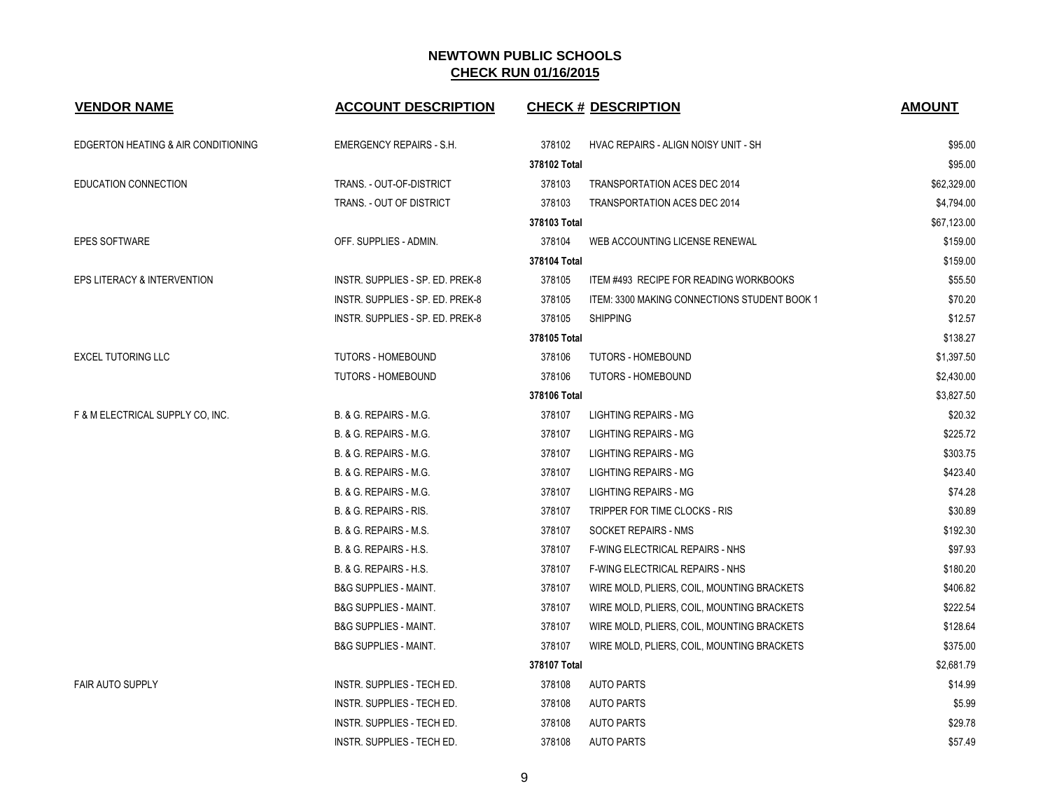## NEWTOWN PUBLIC SCHOOLS
## CHECK RUN 01/16/2015

| VENDOR NAME | ACCOUNT DESCRIPTION | CHECK # | DESCRIPTION | AMOUNT |
|---|---|---|---|---|
| EDGERTON HEATING & AIR CONDITIONING | EMERGENCY REPAIRS - S.H. | 378102 | HVAC REPAIRS - ALIGN NOISY UNIT - SH | $95.00 |
| | | 378102 Total | | $95.00 |
| EDUCATION CONNECTION | TRANS. - OUT-OF-DISTRICT | 378103 | TRANSPORTATION ACES DEC 2014 | $62,329.00 |
| | TRANS. - OUT OF DISTRICT | 378103 | TRANSPORTATION ACES DEC 2014 | $4,794.00 |
| | | 378103 Total | | $67,123.00 |
| EPES SOFTWARE | OFF. SUPPLIES - ADMIN. | 378104 | WEB ACCOUNTING LICENSE RENEWAL | $159.00 |
| | | 378104 Total | | $159.00 |
| EPS LITERACY & INTERVENTION | INSTR. SUPPLIES - SP. ED. PREK-8 | 378105 | ITEM #493 RECIPE FOR READING WORKBOOKS | $55.50 |
| | INSTR. SUPPLIES - SP. ED. PREK-8 | 378105 | ITEM: 3300 MAKING CONNECTIONS STUDENT BOOK 1 | $70.20 |
| | INSTR. SUPPLIES - SP. ED. PREK-8 | 378105 | SHIPPING | $12.57 |
| | | 378105 Total | | $138.27 |
| EXCEL TUTORING LLC | TUTORS - HOMEBOUND | 378106 | TUTORS - HOMEBOUND | $1,397.50 |
| | TUTORS - HOMEBOUND | 378106 | TUTORS - HOMEBOUND | $2,430.00 |
| | | 378106 Total | | $3,827.50 |
| F & M ELECTRICAL SUPPLY CO, INC. | B. & G. REPAIRS - M.G. | 378107 | LIGHTING REPAIRS - MG | $20.32 |
| | B. & G. REPAIRS - M.G. | 378107 | LIGHTING REPAIRS - MG | $225.72 |
| | B. & G. REPAIRS - M.G. | 378107 | LIGHTING REPAIRS - MG | $303.75 |
| | B. & G. REPAIRS - M.G. | 378107 | LIGHTING REPAIRS - MG | $423.40 |
| | B. & G. REPAIRS - M.G. | 378107 | LIGHTING REPAIRS - MG | $74.28 |
| | B. & G. REPAIRS - RIS. | 378107 | TRIPPER FOR TIME CLOCKS - RIS | $30.89 |
| | B. & G. REPAIRS - M.S. | 378107 | SOCKET REPAIRS - NMS | $192.30 |
| | B. & G. REPAIRS - H.S. | 378107 | F-WING ELECTRICAL REPAIRS - NHS | $97.93 |
| | B. & G. REPAIRS - H.S. | 378107 | F-WING ELECTRICAL REPAIRS - NHS | $180.20 |
| | B&G SUPPLIES - MAINT. | 378107 | WIRE MOLD, PLIERS, COIL, MOUNTING BRACKETS | $406.82 |
| | B&G SUPPLIES - MAINT. | 378107 | WIRE MOLD, PLIERS, COIL, MOUNTING BRACKETS | $222.54 |
| | B&G SUPPLIES - MAINT. | 378107 | WIRE MOLD, PLIERS, COIL, MOUNTING BRACKETS | $128.64 |
| | B&G SUPPLIES - MAINT. | 378107 | WIRE MOLD, PLIERS, COIL, MOUNTING BRACKETS | $375.00 |
| | | 378107 Total | | $2,681.79 |
| FAIR AUTO SUPPLY | INSTR. SUPPLIES - TECH ED. | 378108 | AUTO PARTS | $14.99 |
| | INSTR. SUPPLIES - TECH ED. | 378108 | AUTO PARTS | $5.99 |
| | INSTR. SUPPLIES - TECH ED. | 378108 | AUTO PARTS | $29.78 |
| | INSTR. SUPPLIES - TECH ED. | 378108 | AUTO PARTS | $57.49 |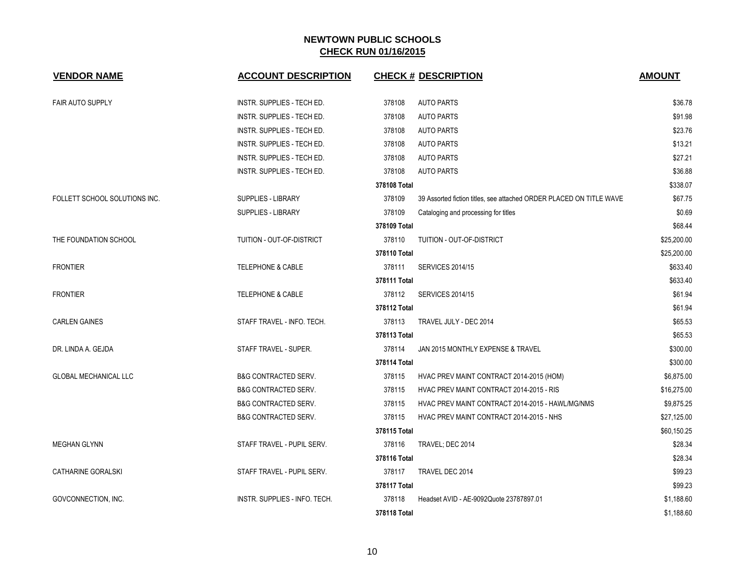# NEWTOWN PUBLIC SCHOOLS

## CHECK RUN 01/16/2015

| VENDOR NAME | ACCOUNT DESCRIPTION | CHECK # | DESCRIPTION | AMOUNT |
|---|---|---|---|---|
| FAIR AUTO SUPPLY | INSTR. SUPPLIES - TECH ED. | 378108 | AUTO PARTS | $36.78 |
| | INSTR. SUPPLIES - TECH ED. | 378108 | AUTO PARTS | $91.98 |
| | INSTR. SUPPLIES - TECH ED. | 378108 | AUTO PARTS | $23.76 |
| | INSTR. SUPPLIES - TECH ED. | 378108 | AUTO PARTS | $13.21 |
| | INSTR. SUPPLIES - TECH ED. | 378108 | AUTO PARTS | $27.21 |
| | INSTR. SUPPLIES - TECH ED. | 378108 | AUTO PARTS | $36.88 |
| | | 378108 Total | | $338.07 |
| FOLLETT SCHOOL SOLUTIONS INC. | SUPPLIES - LIBRARY | 378109 | 39 Assorted fiction titles, see attached ORDER PLACED ON TITLE WAVE | $67.75 |
| | SUPPLIES - LIBRARY | 378109 | Cataloging and processing for titles | $0.69 |
| | | 378109 Total | | $68.44 |
| THE FOUNDATION SCHOOL | TUITION - OUT-OF-DISTRICT | 378110 | TUITION - OUT-OF-DISTRICT | $25,200.00 |
| | | 378110 Total | | $25,200.00 |
| FRONTIER | TELEPHONE & CABLE | 378111 | SERVICES 2014/15 | $633.40 |
| | | 378111 Total | | $633.40 |
| FRONTIER | TELEPHONE & CABLE | 378112 | SERVICES 2014/15 | $61.94 |
| | | 378112 Total | | $61.94 |
| CARLEN GAINES | STAFF TRAVEL - INFO. TECH. | 378113 | TRAVEL JULY - DEC 2014 | $65.53 |
| | | 378113 Total | | $65.53 |
| DR. LINDA A. GEJDA | STAFF TRAVEL - SUPER. | 378114 | JAN 2015 MONTHLY EXPENSE & TRAVEL | $300.00 |
| | | 378114 Total | | $300.00 |
| GLOBAL MECHANICAL LLC | B&G CONTRACTED SERV. | 378115 | HVAC PREV MAINT CONTRACT 2014-2015 (HOM) | $6,875.00 |
| | B&G CONTRACTED SERV. | 378115 | HVAC PREV MAINT CONTRACT 2014-2015 - RIS | $16,275.00 |
| | B&G CONTRACTED SERV. | 378115 | HVAC PREV MAINT CONTRACT 2014-2015 - HAWL/MG/NMS | $9,875.25 |
| | B&G CONTRACTED SERV. | 378115 | HVAC PREV MAINT CONTRACT 2014-2015 - NHS | $27,125.00 |
| | | 378115 Total | | $60,150.25 |
| MEGHAN GLYNN | STAFF TRAVEL - PUPIL SERV. | 378116 | TRAVEL; DEC 2014 | $28.34 |
| | | 378116 Total | | $28.34 |
| CATHARINE GORALSKI | STAFF TRAVEL - PUPIL SERV. | 378117 | TRAVEL DEC 2014 | $99.23 |
| | | 378117 Total | | $99.23 |
| GOVCONNECTION, INC. | INSTR. SUPPLIES - INFO. TECH. | 378118 | Headset AVID - AE-9092Quote 23787897.01 | $1,188.60 |
| | | 378118 Total | | $1,188.60 |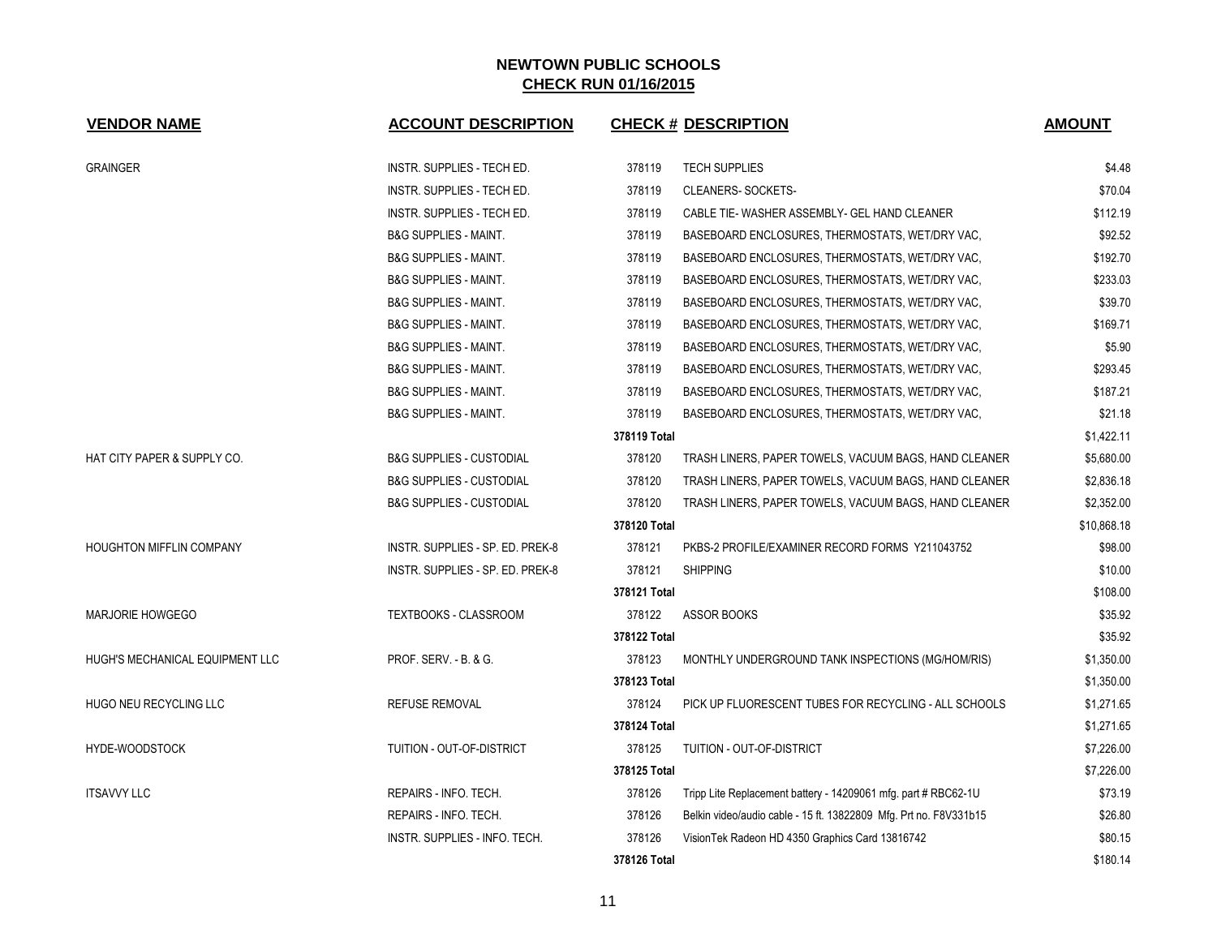# NEWTOWN PUBLIC SCHOOLS

## CHECK RUN 01/16/2015

| VENDOR NAME | ACCOUNT DESCRIPTION | CHECK # | DESCRIPTION | AMOUNT |
|---|---|---|---|---|
| GRAINGER | INSTR. SUPPLIES - TECH ED. | 378119 | TECH SUPPLIES | $4.48 |
| | INSTR. SUPPLIES - TECH ED. | 378119 | CLEANERS- SOCKETS- | $70.04 |
| | INSTR. SUPPLIES - TECH ED. | 378119 | CABLE TIE- WASHER ASSEMBLY- GEL HAND CLEANER | $112.19 |
| | B&G SUPPLIES - MAINT. | 378119 | BASEBOARD ENCLOSURES, THERMOSTATS, WET/DRY VAC, | $92.52 |
| | B&G SUPPLIES - MAINT. | 378119 | BASEBOARD ENCLOSURES, THERMOSTATS, WET/DRY VAC, | $192.70 |
| | B&G SUPPLIES - MAINT. | 378119 | BASEBOARD ENCLOSURES, THERMOSTATS, WET/DRY VAC, | $233.03 |
| | B&G SUPPLIES - MAINT. | 378119 | BASEBOARD ENCLOSURES, THERMOSTATS, WET/DRY VAC, | $39.70 |
| | B&G SUPPLIES - MAINT. | 378119 | BASEBOARD ENCLOSURES, THERMOSTATS, WET/DRY VAC, | $169.71 |
| | B&G SUPPLIES - MAINT. | 378119 | BASEBOARD ENCLOSURES, THERMOSTATS, WET/DRY VAC, | $5.90 |
| | B&G SUPPLIES - MAINT. | 378119 | BASEBOARD ENCLOSURES, THERMOSTATS, WET/DRY VAC, | $293.45 |
| | B&G SUPPLIES - MAINT. | 378119 | BASEBOARD ENCLOSURES, THERMOSTATS, WET/DRY VAC, | $187.21 |
| | B&G SUPPLIES - MAINT. | 378119 | BASEBOARD ENCLOSURES, THERMOSTATS, WET/DRY VAC, | $21.18 |
| | | **378119 Total** | | $1,422.11 |
| HAT CITY PAPER & SUPPLY CO. | B&G SUPPLIES - CUSTODIAL | 378120 | TRASH LINERS, PAPER TOWELS, VACUUM BAGS, HAND CLEANER | $5,680.00 |
| | B&G SUPPLIES - CUSTODIAL | 378120 | TRASH LINERS, PAPER TOWELS, VACUUM BAGS, HAND CLEANER | $2,836.18 |
| | B&G SUPPLIES - CUSTODIAL | 378120 | TRASH LINERS, PAPER TOWELS, VACUUM BAGS, HAND CLEANER | $2,352.00 |
| | | **378120 Total** | | $10,868.18 |
| HOUGHTON MIFFLIN COMPANY | INSTR. SUPPLIES - SP. ED. PREK-8 | 378121 | PKBS-2 PROFILE/EXAMINER RECORD FORMS Y211043752 | $98.00 |
| | INSTR. SUPPLIES - SP. ED. PREK-8 | 378121 | SHIPPING | $10.00 |
| | | **378121 Total** | | $108.00 |
| MARJORIE HOWGEGO | TEXTBOOKS - CLASSROOM | 378122 | ASSOR BOOKS | $35.92 |
| | | **378122 Total** | | $35.92 |
| HUGH'S MECHANICAL EQUIPMENT LLC | PROF. SERV. - B. & G. | 378123 | MONTHLY UNDERGROUND TANK INSPECTIONS (MG/HOM/RIS) | $1,350.00 |
| | | **378123 Total** | | $1,350.00 |
| HUGO NEU RECYCLING LLC | REFUSE REMOVAL | 378124 | PICK UP FLUORESCENT TUBES FOR RECYCLING - ALL SCHOOLS | $1,271.65 |
| | | **378124 Total** | | $1,271.65 |
| HYDE-WOODSTOCK | TUITION - OUT-OF-DISTRICT | 378125 | TUITION - OUT-OF-DISTRICT | $7,226.00 |
| | | **378125 Total** | | $7,226.00 |
| ITSAVVY LLC | REPAIRS - INFO. TECH. | 378126 | Tripp Lite Replacement battery - 14209061 mfg. part # RBC62-1U | $73.19 |
| | REPAIRS - INFO. TECH. | 378126 | Belkin video/audio cable - 15 ft. 13822809 Mfg. Prt no. F8V331b15 | $26.80 |
| | INSTR. SUPPLIES - INFO. TECH. | 378126 | VisionTek Radeon HD 4350 Graphics Card 13816742 | $80.15 |
| | | **378126 Total** | | $180.14 |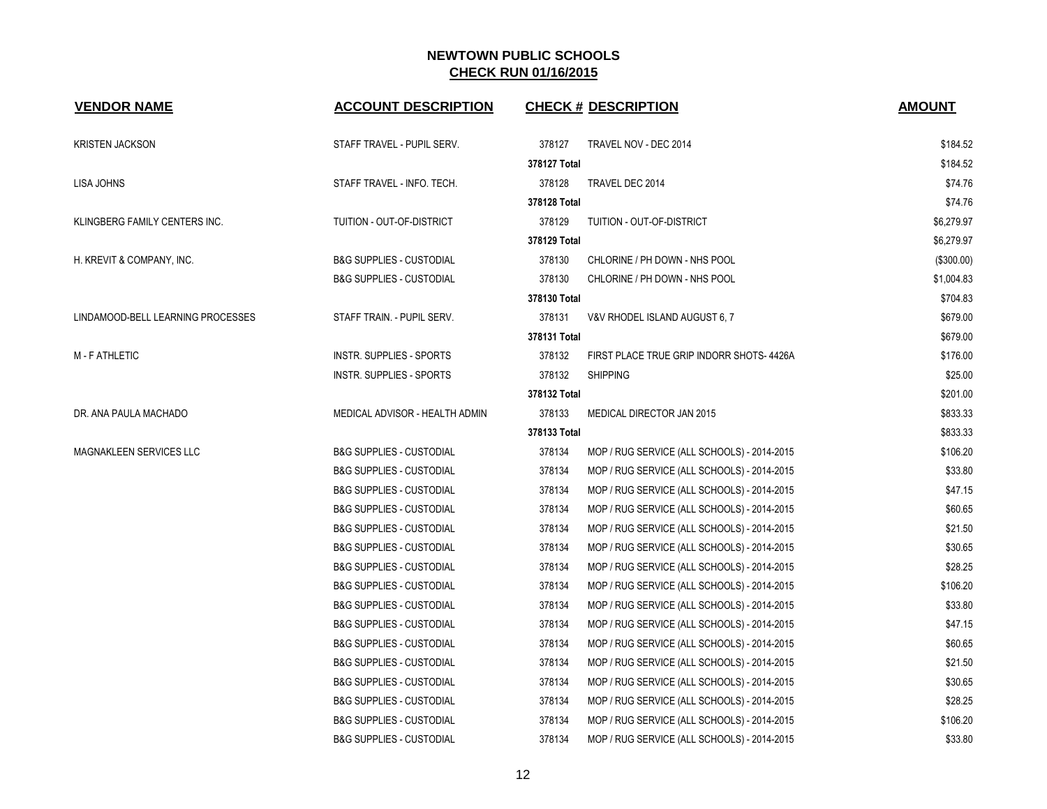# NEWTOWN PUBLIC SCHOOLS
## CHECK RUN 01/16/2015

| VENDOR NAME | ACCOUNT DESCRIPTION | CHECK # | DESCRIPTION | AMOUNT |
|---|---|---|---|---|
| KRISTEN JACKSON | STAFF TRAVEL - PUPIL SERV. | 378127 | TRAVEL NOV - DEC 2014 | $184.52 |
| | | 378127 Total | | $184.52 |
| LISA JOHNS | STAFF TRAVEL - INFO. TECH. | 378128 | TRAVEL DEC 2014 | $74.76 |
| | | 378128 Total | | $74.76 |
| KLINGBERG FAMILY CENTERS INC. | TUITION - OUT-OF-DISTRICT | 378129 | TUITION - OUT-OF-DISTRICT | $6,279.97 |
| | | 378129 Total | | $6,279.97 |
| H. KREVIT & COMPANY, INC. | B&G SUPPLIES - CUSTODIAL | 378130 | CHLORINE / PH DOWN - NHS POOL | ($300.00) |
| | B&G SUPPLIES - CUSTODIAL | 378130 | CHLORINE / PH DOWN - NHS POOL | $1,004.83 |
| | | 378130 Total | | $704.83 |
| LINDAMOOD-BELL LEARNING PROCESSES | STAFF TRAIN. - PUPIL SERV. | 378131 | V&V RHODEL ISLAND AUGUST 6, 7 | $679.00 |
| | | 378131 Total | | $679.00 |
| M - F ATHLETIC | INSTR. SUPPLIES - SPORTS | 378132 | FIRST PLACE TRUE GRIP INDORR SHOTS- 4426A | $176.00 |
| | INSTR. SUPPLIES - SPORTS | 378132 | SHIPPING | $25.00 |
| | | 378132 Total | | $201.00 |
| DR. ANA PAULA MACHADO | MEDICAL ADVISOR - HEALTH ADMIN | 378133 | MEDICAL DIRECTOR JAN 2015 | $833.33 |
| | | 378133 Total | | $833.33 |
| MAGNAKLEEN SERVICES LLC | B&G SUPPLIES - CUSTODIAL | 378134 | MOP / RUG SERVICE (ALL SCHOOLS) - 2014-2015 | $106.20 |
| | B&G SUPPLIES - CUSTODIAL | 378134 | MOP / RUG SERVICE (ALL SCHOOLS) - 2014-2015 | $33.80 |
| | B&G SUPPLIES - CUSTODIAL | 378134 | MOP / RUG SERVICE (ALL SCHOOLS) - 2014-2015 | $47.15 |
| | B&G SUPPLIES - CUSTODIAL | 378134 | MOP / RUG SERVICE (ALL SCHOOLS) - 2014-2015 | $60.65 |
| | B&G SUPPLIES - CUSTODIAL | 378134 | MOP / RUG SERVICE (ALL SCHOOLS) - 2014-2015 | $21.50 |
| | B&G SUPPLIES - CUSTODIAL | 378134 | MOP / RUG SERVICE (ALL SCHOOLS) - 2014-2015 | $30.65 |
| | B&G SUPPLIES - CUSTODIAL | 378134 | MOP / RUG SERVICE (ALL SCHOOLS) - 2014-2015 | $28.25 |
| | B&G SUPPLIES - CUSTODIAL | 378134 | MOP / RUG SERVICE (ALL SCHOOLS) - 2014-2015 | $106.20 |
| | B&G SUPPLIES - CUSTODIAL | 378134 | MOP / RUG SERVICE (ALL SCHOOLS) - 2014-2015 | $33.80 |
| | B&G SUPPLIES - CUSTODIAL | 378134 | MOP / RUG SERVICE (ALL SCHOOLS) - 2014-2015 | $47.15 |
| | B&G SUPPLIES - CUSTODIAL | 378134 | MOP / RUG SERVICE (ALL SCHOOLS) - 2014-2015 | $60.65 |
| | B&G SUPPLIES - CUSTODIAL | 378134 | MOP / RUG SERVICE (ALL SCHOOLS) - 2014-2015 | $21.50 |
| | B&G SUPPLIES - CUSTODIAL | 378134 | MOP / RUG SERVICE (ALL SCHOOLS) - 2014-2015 | $30.65 |
| | B&G SUPPLIES - CUSTODIAL | 378134 | MOP / RUG SERVICE (ALL SCHOOLS) - 2014-2015 | $28.25 |
| | B&G SUPPLIES - CUSTODIAL | 378134 | MOP / RUG SERVICE (ALL SCHOOLS) - 2014-2015 | $106.20 |
| | B&G SUPPLIES - CUSTODIAL | 378134 | MOP / RUG SERVICE (ALL SCHOOLS) - 2014-2015 | $33.80 |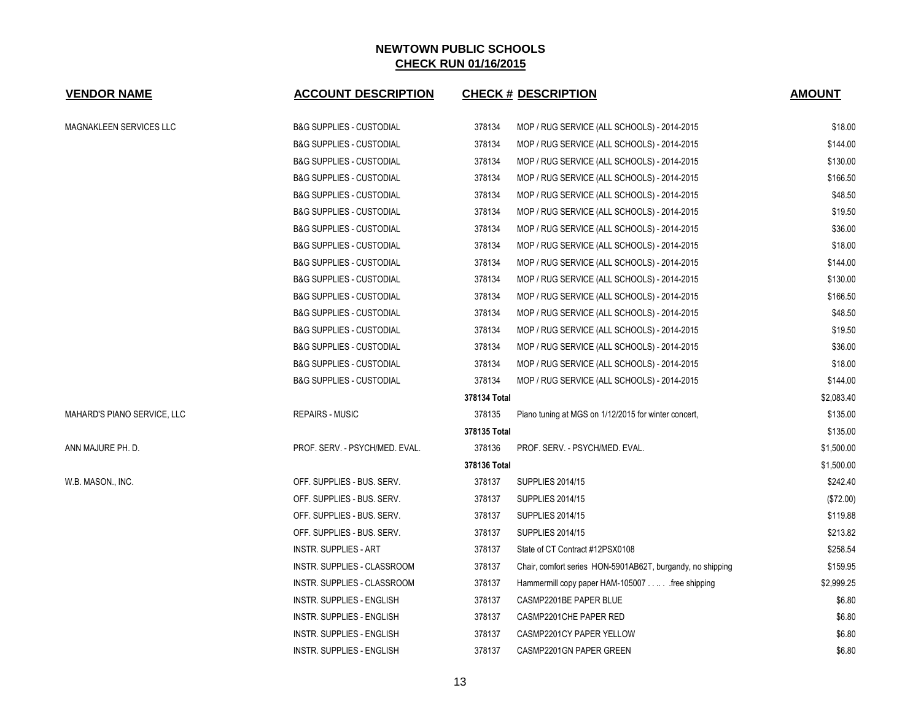# NEWTOWN PUBLIC SCHOOLS
## CHECK RUN 01/16/2015

| VENDOR NAME | ACCOUNT DESCRIPTION | CHECK # | DESCRIPTION | AMOUNT |
|---|---|---|---|---|
| MAGNAKLEEN SERVICES LLC | B&G SUPPLIES - CUSTODIAL | 378134 | MOP / RUG SERVICE (ALL SCHOOLS) - 2014-2015 | $18.00 |
| | B&G SUPPLIES - CUSTODIAL | 378134 | MOP / RUG SERVICE (ALL SCHOOLS) - 2014-2015 | $144.00 |
| | B&G SUPPLIES - CUSTODIAL | 378134 | MOP / RUG SERVICE (ALL SCHOOLS) - 2014-2015 | $130.00 |
| | B&G SUPPLIES - CUSTODIAL | 378134 | MOP / RUG SERVICE (ALL SCHOOLS) - 2014-2015 | $166.50 |
| | B&G SUPPLIES - CUSTODIAL | 378134 | MOP / RUG SERVICE (ALL SCHOOLS) - 2014-2015 | $48.50 |
| | B&G SUPPLIES - CUSTODIAL | 378134 | MOP / RUG SERVICE (ALL SCHOOLS) - 2014-2015 | $19.50 |
| | B&G SUPPLIES - CUSTODIAL | 378134 | MOP / RUG SERVICE (ALL SCHOOLS) - 2014-2015 | $36.00 |
| | B&G SUPPLIES - CUSTODIAL | 378134 | MOP / RUG SERVICE (ALL SCHOOLS) - 2014-2015 | $18.00 |
| | B&G SUPPLIES - CUSTODIAL | 378134 | MOP / RUG SERVICE (ALL SCHOOLS) - 2014-2015 | $144.00 |
| | B&G SUPPLIES - CUSTODIAL | 378134 | MOP / RUG SERVICE (ALL SCHOOLS) - 2014-2015 | $130.00 |
| | B&G SUPPLIES - CUSTODIAL | 378134 | MOP / RUG SERVICE (ALL SCHOOLS) - 2014-2015 | $166.50 |
| | B&G SUPPLIES - CUSTODIAL | 378134 | MOP / RUG SERVICE (ALL SCHOOLS) - 2014-2015 | $48.50 |
| | B&G SUPPLIES - CUSTODIAL | 378134 | MOP / RUG SERVICE (ALL SCHOOLS) - 2014-2015 | $19.50 |
| | B&G SUPPLIES - CUSTODIAL | 378134 | MOP / RUG SERVICE (ALL SCHOOLS) - 2014-2015 | $36.00 |
| | B&G SUPPLIES - CUSTODIAL | 378134 | MOP / RUG SERVICE (ALL SCHOOLS) - 2014-2015 | $18.00 |
| | B&G SUPPLIES - CUSTODIAL | 378134 | MOP / RUG SERVICE (ALL SCHOOLS) - 2014-2015 | $144.00 |
| | | **378134 Total** | | $2,083.40 |
| MAHARD'S PIANO SERVICE, LLC | REPAIRS - MUSIC | 378135 | Piano tuning at MGS on 1/12/2015 for winter concert, | $135.00 |
| | | **378135 Total** | | $135.00 |
| ANN MAJURE PH. D. | PROF. SERV. - PSYCH/MED. EVAL. | 378136 | PROF. SERV. - PSYCH/MED. EVAL. | $1,500.00 |
| | | **378136 Total** | | $1,500.00 |
| W.B. MASON., INC. | OFF. SUPPLIES - BUS. SERV. | 378137 | SUPPLIES 2014/15 | $242.40 |
| | OFF. SUPPLIES - BUS. SERV. | 378137 | SUPPLIES 2014/15 | ($72.00) |
| | OFF. SUPPLIES - BUS. SERV. | 378137 | SUPPLIES 2014/15 | $119.88 |
| | OFF. SUPPLIES - BUS. SERV. | 378137 | SUPPLIES 2014/15 | $213.82 |
| | INSTR. SUPPLIES - ART | 378137 | State of CT Contract #12PSX0108 | $258.54 |
| | INSTR. SUPPLIES - CLASSROOM | 378137 | Chair, comfort series HON-5901AB62T, burgandy, no shipping | $159.95 |
| | INSTR. SUPPLIES - CLASSROOM | 378137 | Hammermill copy paper HAM-105007 . . .. . .free shipping | $2,999.25 |
| | INSTR. SUPPLIES - ENGLISH | 378137 | CASMP2201BE PAPER BLUE | $6.80 |
| | INSTR. SUPPLIES - ENGLISH | 378137 | CASMP2201CHE PAPER RED | $6.80 |
| | INSTR. SUPPLIES - ENGLISH | 378137 | CASMP2201CY PAPER YELLOW | $6.80 |
| | INSTR. SUPPLIES - ENGLISH | 378137 | CASMP2201GN PAPER GREEN | $6.80 |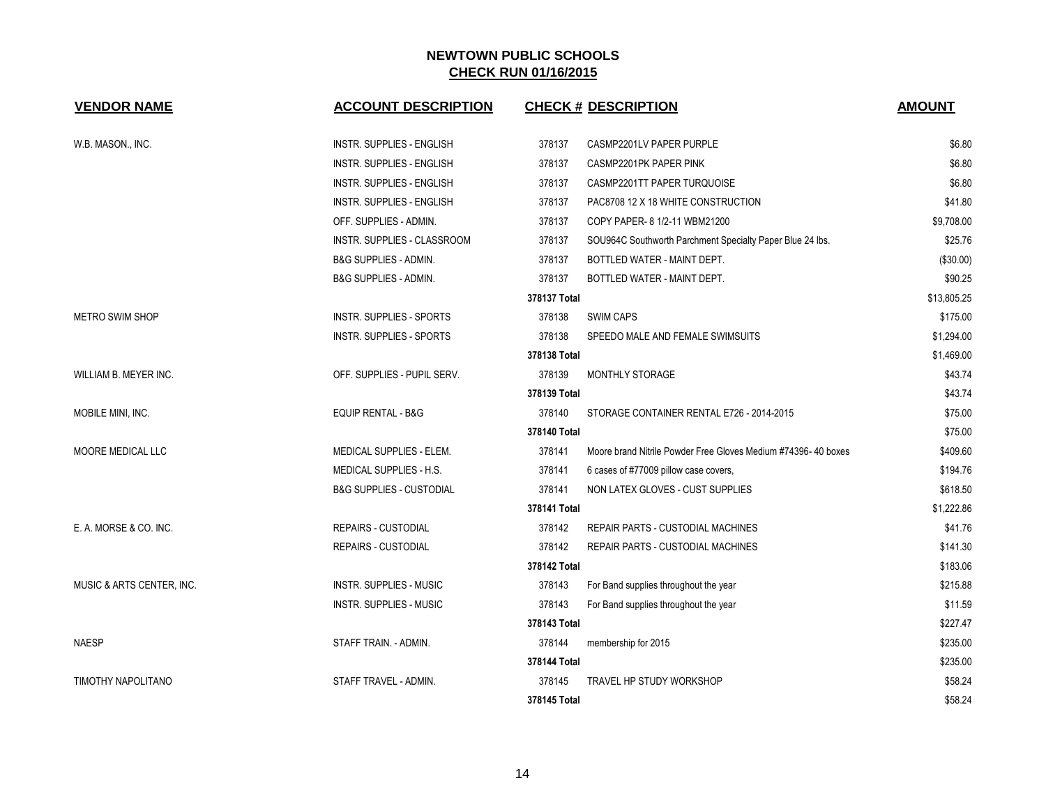# NEWTOWN PUBLIC SCHOOLS
## CHECK RUN 01/16/2015

| VENDOR NAME | ACCOUNT DESCRIPTION | CHECK # | DESCRIPTION | AMOUNT |
|---|---|---|---|---|
| W.B. MASON., INC. | INSTR. SUPPLIES - ENGLISH | 378137 | CASMP2201LV PAPER PURPLE | $6.80 |
| | INSTR. SUPPLIES - ENGLISH | 378137 | CASMP2201PK PAPER PINK | $6.80 |
| | INSTR. SUPPLIES - ENGLISH | 378137 | CASMP2201TT PAPER TURQUOISE | $6.80 |
| | INSTR. SUPPLIES - ENGLISH | 378137 | PAC8708 12 X 18 WHITE CONSTRUCTION | $41.80 |
| | OFF. SUPPLIES - ADMIN. | 378137 | COPY PAPER- 8 1/2-11 WBM21200 | $9,708.00 |
| | INSTR. SUPPLIES - CLASSROOM | 378137 | SOU964C Southworth Parchment Specialty Paper Blue 24 lbs. | $25.76 |
| | B&G SUPPLIES - ADMIN. | 378137 | BOTTLED WATER - MAINT DEPT. | ($30.00) |
| | B&G SUPPLIES - ADMIN. | 378137 | BOTTLED WATER - MAINT DEPT. | $90.25 |
| | | **378137 Total** | | $13,805.25 |
| METRO SWIM SHOP | INSTR. SUPPLIES - SPORTS | 378138 | SWIM CAPS | $175.00 |
| | INSTR. SUPPLIES - SPORTS | 378138 | SPEEDO MALE AND FEMALE SWIMSUITS | $1,294.00 |
| | | **378138 Total** | | $1,469.00 |
| WILLIAM B. MEYER INC. | OFF. SUPPLIES - PUPIL SERV. | 378139 | MONTHLY STORAGE | $43.74 |
| | | **378139 Total** | | $43.74 |
| MOBILE MINI, INC. | EQUIP RENTAL - B&G | 378140 | STORAGE CONTAINER RENTAL E726 - 2014-2015 | $75.00 |
| | | **378140 Total** | | $75.00 |
| MOORE MEDICAL LLC | MEDICAL SUPPLIES - ELEM. | 378141 | Moore brand Nitrile Powder Free Gloves Medium #74396- 40 boxes | $409.60 |
| | MEDICAL SUPPLIES - H.S. | 378141 | 6 cases of #77009 pillow case covers, | $194.76 |
| | B&G SUPPLIES - CUSTODIAL | 378141 | NON LATEX GLOVES - CUST SUPPLIES | $618.50 |
| | | **378141 Total** | | $1,222.86 |
| E. A. MORSE & CO. INC. | REPAIRS - CUSTODIAL | 378142 | REPAIR PARTS - CUSTODIAL MACHINES | $41.76 |
| | REPAIRS - CUSTODIAL | 378142 | REPAIR PARTS - CUSTODIAL MACHINES | $141.30 |
| | | **378142 Total** | | $183.06 |
| MUSIC & ARTS CENTER, INC. | INSTR. SUPPLIES - MUSIC | 378143 | For Band supplies throughout the year | $215.88 |
| | INSTR. SUPPLIES - MUSIC | 378143 | For Band supplies throughout the year | $11.59 |
| | | **378143 Total** | | $227.47 |
| NAESP | STAFF TRAIN. - ADMIN. | 378144 | membership for 2015 | $235.00 |
| | | **378144 Total** | | $235.00 |
| TIMOTHY NAPOLITANO | STAFF TRAVEL - ADMIN. | 378145 | TRAVEL HP STUDY WORKSHOP | $58.24 |
| | | **378145 Total** | | $58.24 |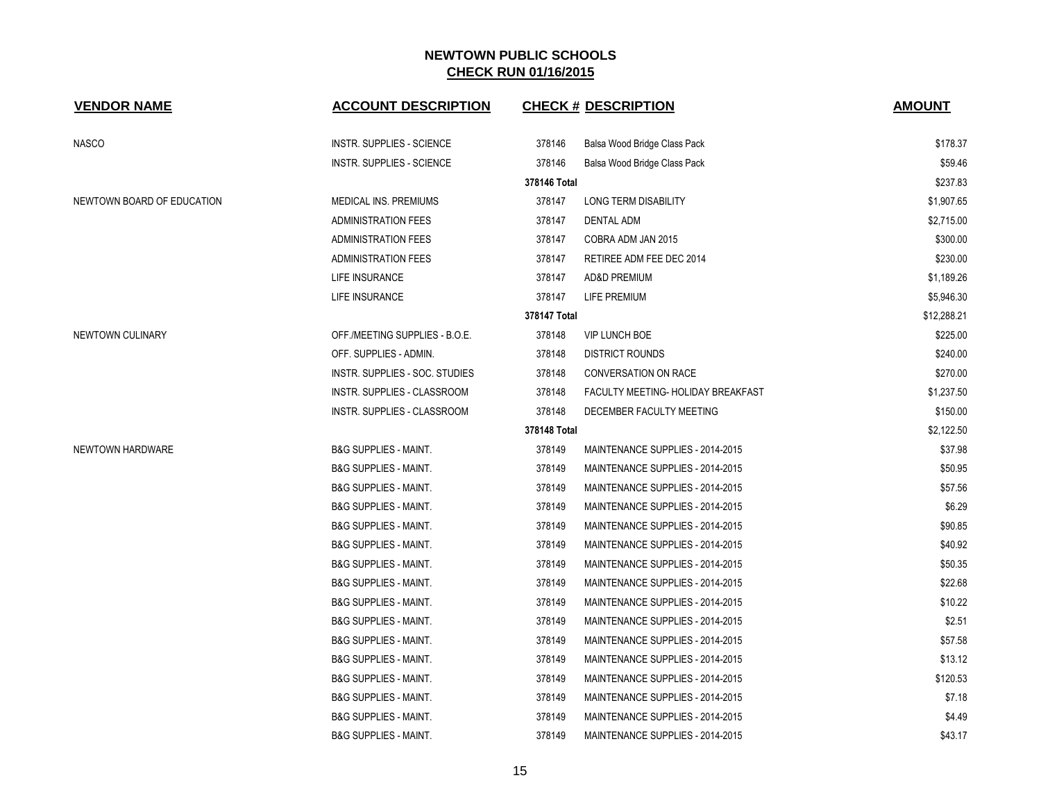## NEWTOWN PUBLIC SCHOOLS
## CHECK RUN 01/16/2015

| VENDOR NAME | ACCOUNT DESCRIPTION | CHECK # | DESCRIPTION | AMOUNT |
|---|---|---|---|---|
| NASCO | INSTR. SUPPLIES - SCIENCE | 378146 | Balsa Wood Bridge Class Pack | $178.37 |
| | INSTR. SUPPLIES - SCIENCE | 378146 | Balsa Wood Bridge Class Pack | $59.46 |
| | | 378146 Total | | $237.83 |
| NEWTOWN BOARD OF EDUCATION | MEDICAL INS. PREMIUMS | 378147 | LONG TERM DISABILITY | $1,907.65 |
| | ADMINISTRATION FEES | 378147 | DENTAL ADM | $2,715.00 |
| | ADMINISTRATION FEES | 378147 | COBRA ADM JAN 2015 | $300.00 |
| | ADMINISTRATION FEES | 378147 | RETIREE ADM FEE DEC 2014 | $230.00 |
| | LIFE INSURANCE | 378147 | AD&D PREMIUM | $1,189.26 |
| | LIFE INSURANCE | 378147 | LIFE PREMIUM | $5,946.30 |
| | | 378147 Total | | $12,288.21 |
| NEWTOWN CULINARY | OFF./MEETING SUPPLIES - B.O.E. | 378148 | VIP LUNCH BOE | $225.00 |
| | OFF. SUPPLIES - ADMIN. | 378148 | DISTRICT ROUNDS | $240.00 |
| | INSTR. SUPPLIES - SOC. STUDIES | 378148 | CONVERSATION ON RACE | $270.00 |
| | INSTR. SUPPLIES - CLASSROOM | 378148 | FACULTY MEETING- HOLIDAY BREAKFAST | $1,237.50 |
| | INSTR. SUPPLIES - CLASSROOM | 378148 | DECEMBER FACULTY MEETING | $150.00 |
| | | 378148 Total | | $2,122.50 |
| NEWTOWN HARDWARE | B&G SUPPLIES - MAINT. | 378149 | MAINTENANCE SUPPLIES - 2014-2015 | $37.98 |
| | B&G SUPPLIES - MAINT. | 378149 | MAINTENANCE SUPPLIES - 2014-2015 | $50.95 |
| | B&G SUPPLIES - MAINT. | 378149 | MAINTENANCE SUPPLIES - 2014-2015 | $57.56 |
| | B&G SUPPLIES - MAINT. | 378149 | MAINTENANCE SUPPLIES - 2014-2015 | $6.29 |
| | B&G SUPPLIES - MAINT. | 378149 | MAINTENANCE SUPPLIES - 2014-2015 | $90.85 |
| | B&G SUPPLIES - MAINT. | 378149 | MAINTENANCE SUPPLIES - 2014-2015 | $40.92 |
| | B&G SUPPLIES - MAINT. | 378149 | MAINTENANCE SUPPLIES - 2014-2015 | $50.35 |
| | B&G SUPPLIES - MAINT. | 378149 | MAINTENANCE SUPPLIES - 2014-2015 | $22.68 |
| | B&G SUPPLIES - MAINT. | 378149 | MAINTENANCE SUPPLIES - 2014-2015 | $10.22 |
| | B&G SUPPLIES - MAINT. | 378149 | MAINTENANCE SUPPLIES - 2014-2015 | $2.51 |
| | B&G SUPPLIES - MAINT. | 378149 | MAINTENANCE SUPPLIES - 2014-2015 | $57.58 |
| | B&G SUPPLIES - MAINT. | 378149 | MAINTENANCE SUPPLIES - 2014-2015 | $13.12 |
| | B&G SUPPLIES - MAINT. | 378149 | MAINTENANCE SUPPLIES - 2014-2015 | $120.53 |
| | B&G SUPPLIES - MAINT. | 378149 | MAINTENANCE SUPPLIES - 2014-2015 | $7.18 |
| | B&G SUPPLIES - MAINT. | 378149 | MAINTENANCE SUPPLIES - 2014-2015 | $4.49 |
| | B&G SUPPLIES - MAINT. | 378149 | MAINTENANCE SUPPLIES - 2014-2015 | $43.17 |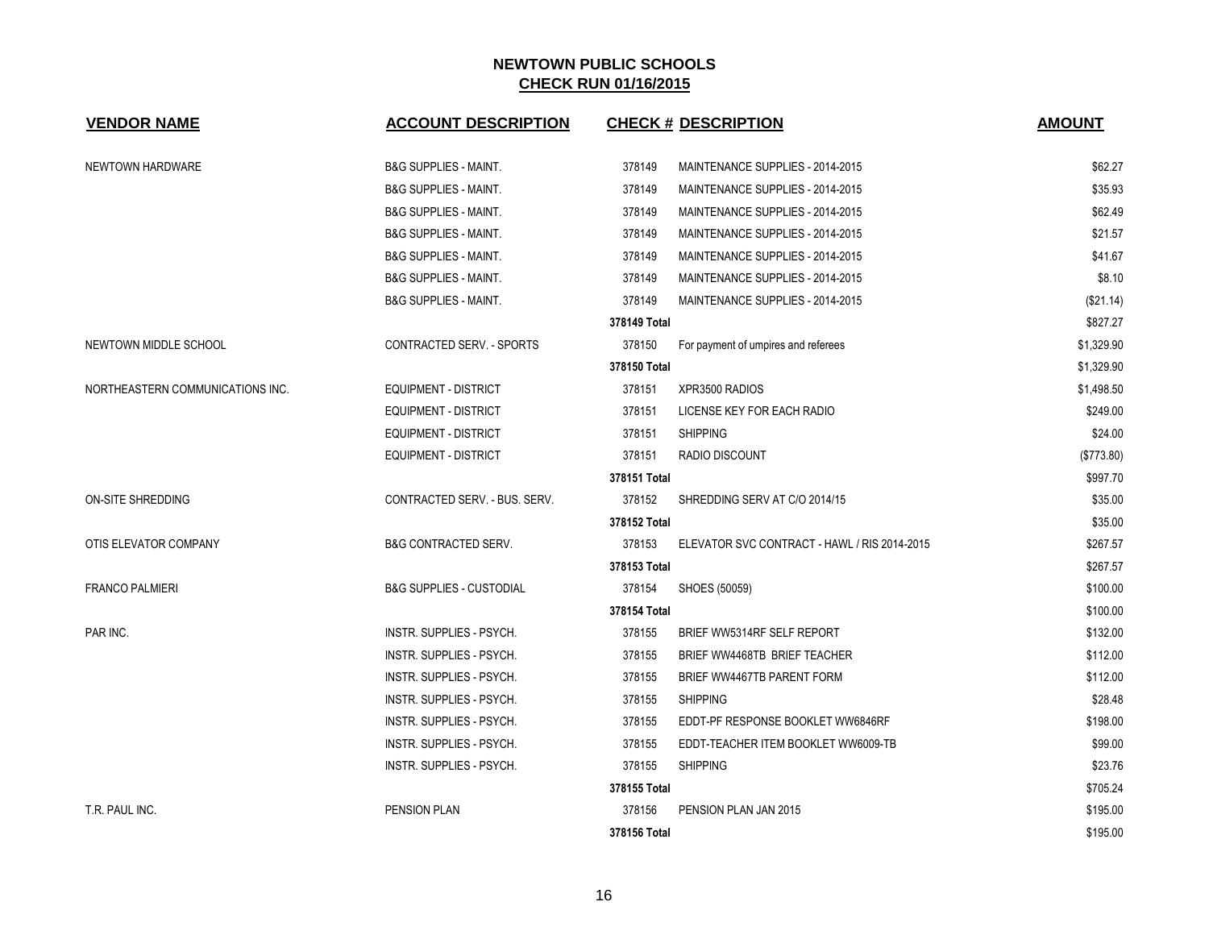# NEWTOWN PUBLIC SCHOOLS

## CHECK RUN 01/16/2015

| VENDOR NAME | ACCOUNT DESCRIPTION | CHECK # | DESCRIPTION | AMOUNT |
|---|---|---|---|---|
| NEWTOWN HARDWARE | B&G SUPPLIES - MAINT. | 378149 | MAINTENANCE SUPPLIES - 2014-2015 | $62.27 |
| | B&G SUPPLIES - MAINT. | 378149 | MAINTENANCE SUPPLIES - 2014-2015 | $35.93 |
| | B&G SUPPLIES - MAINT. | 378149 | MAINTENANCE SUPPLIES - 2014-2015 | $62.49 |
| | B&G SUPPLIES - MAINT. | 378149 | MAINTENANCE SUPPLIES - 2014-2015 | $21.57 |
| | B&G SUPPLIES - MAINT. | 378149 | MAINTENANCE SUPPLIES - 2014-2015 | $41.67 |
| | B&G SUPPLIES - MAINT. | 378149 | MAINTENANCE SUPPLIES - 2014-2015 | $8.10 |
| | B&G SUPPLIES - MAINT. | 378149 | MAINTENANCE SUPPLIES - 2014-2015 | ($21.14) |
| | | **378149 Total** | | $827.27 |
| NEWTOWN MIDDLE SCHOOL | CONTRACTED SERV. - SPORTS | 378150 | For payment of umpires and referees | $1,329.90 |
| | | **378150 Total** | | $1,329.90 |
| NORTHEASTERN COMMUNICATIONS INC. | EQUIPMENT - DISTRICT | 378151 | XPR3500 RADIOS | $1,498.50 |
| | EQUIPMENT - DISTRICT | 378151 | LICENSE KEY FOR EACH RADIO | $249.00 |
| | EQUIPMENT - DISTRICT | 378151 | SHIPPING | $24.00 |
| | EQUIPMENT - DISTRICT | 378151 | RADIO DISCOUNT | ($773.80) |
| | | **378151 Total** | | $997.70 |
| ON-SITE SHREDDING | CONTRACTED SERV. - BUS. SERV. | 378152 | SHREDDING SERV AT C/O 2014/15 | $35.00 |
| | | **378152 Total** | | $35.00 |
| OTIS ELEVATOR COMPANY | B&G CONTRACTED SERV. | 378153 | ELEVATOR SVC CONTRACT - HAWL / RIS 2014-2015 | $267.57 |
| | | **378153 Total** | | $267.57 |
| FRANCO PALMIERI | B&G SUPPLIES - CUSTODIAL | 378154 | SHOES (50059) | $100.00 |
| | | **378154 Total** | | $100.00 |
| PAR INC. | INSTR. SUPPLIES - PSYCH. | 378155 | BRIEF WW5314RF SELF REPORT | $132.00 |
| | INSTR. SUPPLIES - PSYCH. | 378155 | BRIEF WW4468TB BRIEF TEACHER | $112.00 |
| | INSTR. SUPPLIES - PSYCH. | 378155 | BRIEF WW4467TB PARENT FORM | $112.00 |
| | INSTR. SUPPLIES - PSYCH. | 378155 | SHIPPING | $28.48 |
| | INSTR. SUPPLIES - PSYCH. | 378155 | EDDT-PF RESPONSE BOOKLET WW6846RF | $198.00 |
| | INSTR. SUPPLIES - PSYCH. | 378155 | EDDT-TEACHER ITEM BOOKLET WW6009-TB | $99.00 |
| | INSTR. SUPPLIES - PSYCH. | 378155 | SHIPPING | $23.76 |
| | | **378155 Total** | | $705.24 |
| T.R. PAUL INC. | PENSION PLAN | 378156 | PENSION PLAN JAN 2015 | $195.00 |
| | | **378156 Total** | | $195.00 |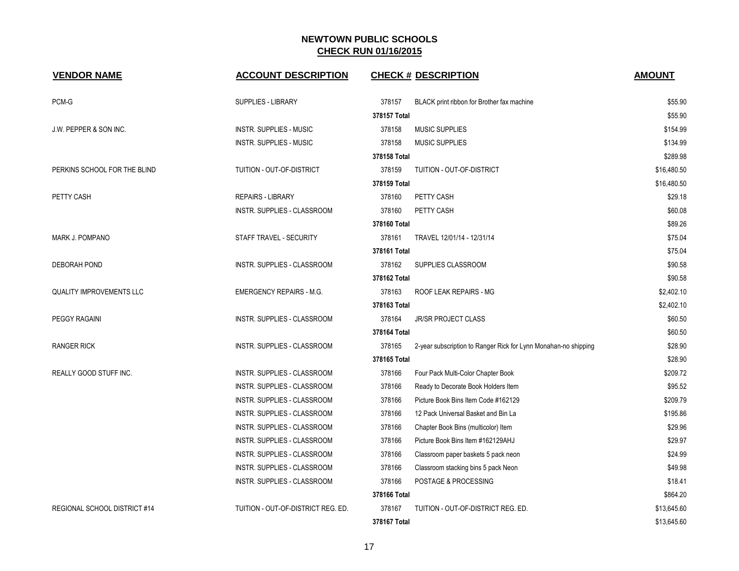## NEWTOWN PUBLIC SCHOOLS
## CHECK RUN 01/16/2015

| VENDOR NAME | ACCOUNT DESCRIPTION | CHECK # | DESCRIPTION | AMOUNT |
|---|---|---|---|---|
| PCM-G | SUPPLIES - LIBRARY | 378157 | BLACK print ribbon for Brother fax machine | $55.90 |
| | | 378157 Total | | $55.90 |
| J.W. PEPPER & SON INC. | INSTR. SUPPLIES - MUSIC | 378158 | MUSIC SUPPLIES | $154.99 |
| | INSTR. SUPPLIES - MUSIC | 378158 | MUSIC SUPPLIES | $134.99 |
| | | 378158 Total | | $289.98 |
| PERKINS SCHOOL FOR THE BLIND | TUITION - OUT-OF-DISTRICT | 378159 | TUITION - OUT-OF-DISTRICT | $16,480.50 |
| | | 378159 Total | | $16,480.50 |
| PETTY CASH | REPAIRS - LIBRARY | 378160 | PETTY CASH | $29.18 |
| | INSTR. SUPPLIES - CLASSROOM | 378160 | PETTY CASH | $60.08 |
| | | 378160 Total | | $89.26 |
| MARK J. POMPANO | STAFF TRAVEL - SECURITY | 378161 | TRAVEL 12/01/14 - 12/31/14 | $75.04 |
| | | 378161 Total | | $75.04 |
| DEBORAH POND | INSTR. SUPPLIES - CLASSROOM | 378162 | SUPPLIES CLASSROOM | $90.58 |
| | | 378162 Total | | $90.58 |
| QUALITY IMPROVEMENTS LLC | EMERGENCY REPAIRS - M.G. | 378163 | ROOF LEAK REPAIRS - MG | $2,402.10 |
| | | 378163 Total | | $2,402.10 |
| PEGGY RAGAINI | INSTR. SUPPLIES - CLASSROOM | 378164 | JR/SR PROJECT CLASS | $60.50 |
| | | 378164 Total | | $60.50 |
| RANGER RICK | INSTR. SUPPLIES - CLASSROOM | 378165 | 2-year subscription to Ranger Rick for Lynn Monahan-no shipping | $28.90 |
| | | 378165 Total | | $28.90 |
| REALLY GOOD STUFF INC. | INSTR. SUPPLIES - CLASSROOM | 378166 | Four Pack Multi-Color Chapter Book | $209.72 |
| | INSTR. SUPPLIES - CLASSROOM | 378166 | Ready to Decorate Book Holders Item | $95.52 |
| | INSTR. SUPPLIES - CLASSROOM | 378166 | Picture Book Bins Item Code #162129 | $209.79 |
| | INSTR. SUPPLIES - CLASSROOM | 378166 | 12 Pack Universal Basket and Bin La | $195.86 |
| | INSTR. SUPPLIES - CLASSROOM | 378166 | Chapter Book Bins (multicolor) Item | $29.96 |
| | INSTR. SUPPLIES - CLASSROOM | 378166 | Picture Book Bins Item #162129AHJ | $29.97 |
| | INSTR. SUPPLIES - CLASSROOM | 378166 | Classroom paper baskets 5 pack neon | $24.99 |
| | INSTR. SUPPLIES - CLASSROOM | 378166 | Classroom stacking bins 5 pack Neon | $49.98 |
| | INSTR. SUPPLIES - CLASSROOM | 378166 | POSTAGE & PROCESSING | $18.41 |
| | | 378166 Total | | $864.20 |
| REGIONAL SCHOOL DISTRICT #14 | TUITION - OUT-OF-DISTRICT REG. ED. | 378167 | TUITION - OUT-OF-DISTRICT REG. ED. | $13,645.60 |
| | | 378167 Total | | $13,645.60 |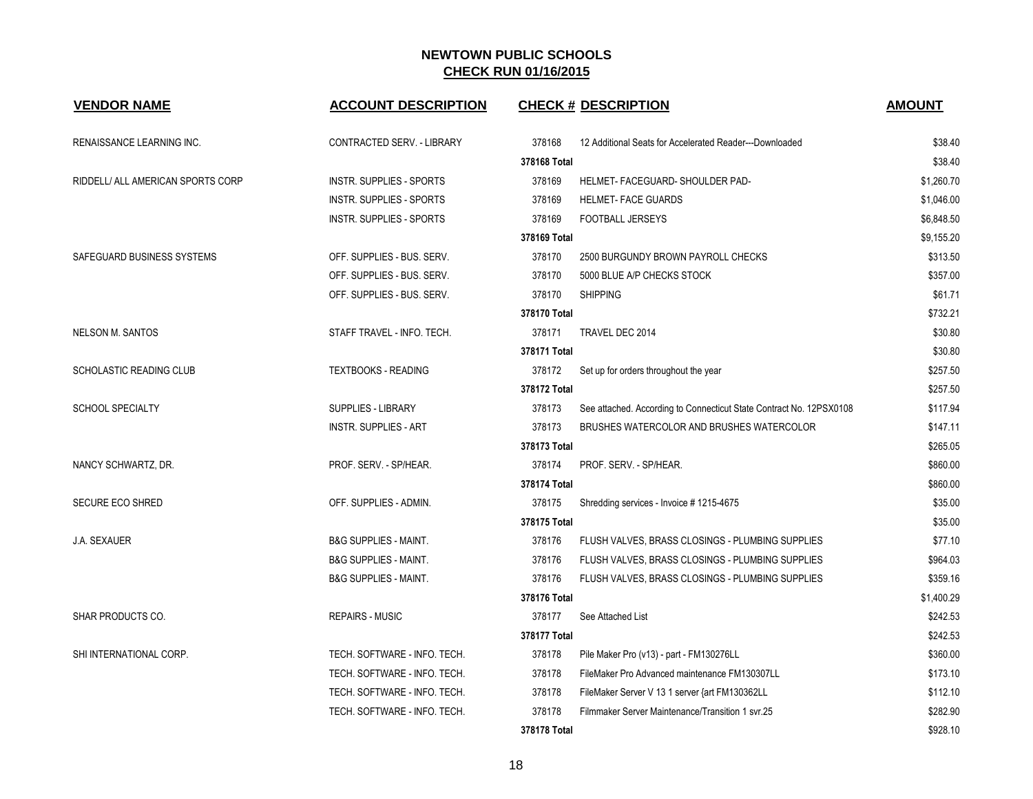# NEWTOWN PUBLIC SCHOOLS

## CHECK RUN 01/16/2015

| VENDOR NAME | ACCOUNT DESCRIPTION | CHECK # | DESCRIPTION | AMOUNT |
|---|---|---|---|---|
| RENAISSANCE LEARNING INC. | CONTRACTED SERV. - LIBRARY | 378168 | 12 Additional Seats for Accelerated Reader---Downloaded | $38.40 |
| | | 378168 Total | | $38.40 |
| RIDDELL/ ALL AMERICAN SPORTS CORP | INSTR. SUPPLIES - SPORTS | 378169 | HELMET- FACEGUARD- SHOULDER PAD- | $1,260.70 |
| | INSTR. SUPPLIES - SPORTS | 378169 | HELMET- FACE GUARDS | $1,046.00 |
| | INSTR. SUPPLIES - SPORTS | 378169 | FOOTBALL JERSEYS | $6,848.50 |
| | | 378169 Total | | $9,155.20 |
| SAFEGUARD BUSINESS SYSTEMS | OFF. SUPPLIES - BUS. SERV. | 378170 | 2500 BURGUNDY BROWN PAYROLL CHECKS | $313.50 |
| | OFF. SUPPLIES - BUS. SERV. | 378170 | 5000 BLUE A/P CHECKS STOCK | $357.00 |
| | OFF. SUPPLIES - BUS. SERV. | 378170 | SHIPPING | $61.71 |
| | | 378170 Total | | $732.21 |
| NELSON M. SANTOS | STAFF TRAVEL - INFO. TECH. | 378171 | TRAVEL DEC 2014 | $30.80 |
| | | 378171 Total | | $30.80 |
| SCHOLASTIC READING CLUB | TEXTBOOKS - READING | 378172 | Set up for orders throughout the year | $257.50 |
| | | 378172 Total | | $257.50 |
| SCHOOL SPECIALTY | SUPPLIES - LIBRARY | 378173 | See attached. According to Connecticut State Contract No. 12PSX0108 | $117.94 |
| | INSTR. SUPPLIES - ART | 378173 | BRUSHES WATERCOLOR AND BRUSHES WATERCOLOR | $147.11 |
| | | 378173 Total | | $265.05 |
| NANCY SCHWARTZ, DR. | PROF. SERV. - SP/HEAR. | 378174 | PROF. SERV. - SP/HEAR. | $860.00 |
| | | 378174 Total | | $860.00 |
| SECURE ECO SHRED | OFF. SUPPLIES - ADMIN. | 378175 | Shredding services - Invoice # 1215-4675 | $35.00 |
| | | 378175 Total | | $35.00 |
| J.A. SEXAUER | B&G SUPPLIES - MAINT. | 378176 | FLUSH VALVES, BRASS CLOSINGS - PLUMBING SUPPLIES | $77.10 |
| | B&G SUPPLIES - MAINT. | 378176 | FLUSH VALVES, BRASS CLOSINGS - PLUMBING SUPPLIES | $964.03 |
| | B&G SUPPLIES - MAINT. | 378176 | FLUSH VALVES, BRASS CLOSINGS - PLUMBING SUPPLIES | $359.16 |
| | | 378176 Total | | $1,400.29 |
| SHAR PRODUCTS CO. | REPAIRS - MUSIC | 378177 | See Attached List | $242.53 |
| | | 378177 Total | | $242.53 |
| SHI INTERNATIONAL CORP. | TECH. SOFTWARE - INFO. TECH. | 378178 | Pile Maker Pro (v13) - part - FM130276LL | $360.00 |
| | TECH. SOFTWARE - INFO. TECH. | 378178 | FileMaker Pro Advanced maintenance FM130307LL | $173.10 |
| | TECH. SOFTWARE - INFO. TECH. | 378178 | FileMaker Server V 13 1 server {art FM130362LL | $112.10 |
| | TECH. SOFTWARE - INFO. TECH. | 378178 | Filmmaker Server Maintenance/Transition 1 svr.25 | $282.90 |
| | | 378178 Total | | $928.10 |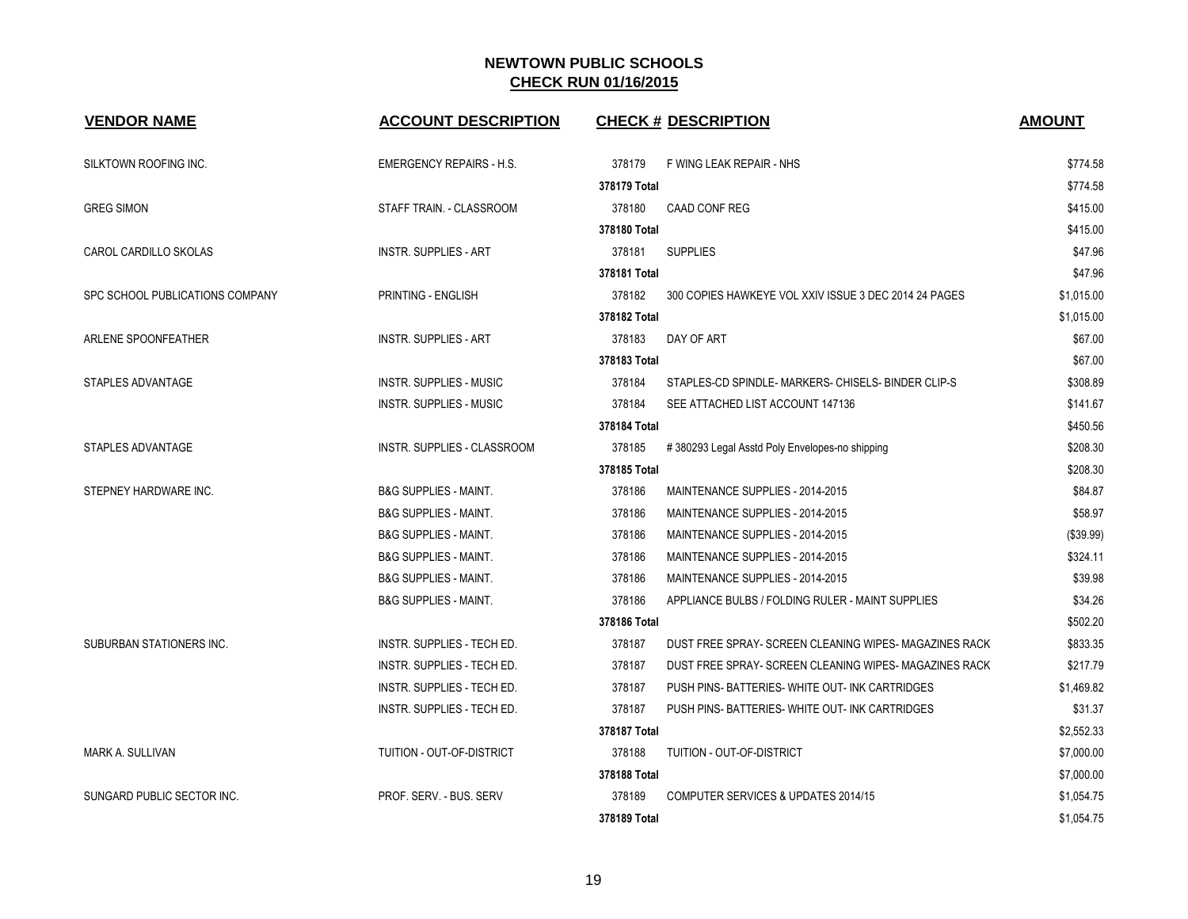# NEWTOWN PUBLIC SCHOOLS
## CHECK RUN 01/16/2015

| VENDOR NAME | ACCOUNT DESCRIPTION | CHECK # | DESCRIPTION | AMOUNT |
|---|---|---|---|---|
| SILKTOWN ROOFING INC. | EMERGENCY REPAIRS - H.S. | 378179 | F WING LEAK REPAIR - NHS | $774.58 |
| | | **378179 Total** | | $774.58 |
| GREG SIMON | STAFF TRAIN. - CLASSROOM | 378180 | CAAD CONF REG | $415.00 |
| | | **378180 Total** | | $415.00 |
| CAROL CARDILLO SKOLAS | INSTR. SUPPLIES - ART | 378181 | SUPPLIES | $47.96 |
| | | **378181 Total** | | $47.96 |
| SPC SCHOOL PUBLICATIONS COMPANY | PRINTING - ENGLISH | 378182 | 300 COPIES HAWKEYE VOL XXIV ISSUE 3 DEC 2014 24 PAGES | $1,015.00 |
| | | **378182 Total** | | $1,015.00 |
| ARLENE SPOONFEATHER | INSTR. SUPPLIES - ART | 378183 | DAY OF ART | $67.00 |
| | | **378183 Total** | | $67.00 |
| STAPLES ADVANTAGE | INSTR. SUPPLIES - MUSIC | 378184 | STAPLES-CD SPINDLE- MARKERS- CHISELS- BINDER CLIP-S | $308.89 |
| | INSTR. SUPPLIES - MUSIC | 378184 | SEE ATTACHED LIST ACCOUNT 147136 | $141.67 |
| | | **378184 Total** | | $450.56 |
| STAPLES ADVANTAGE | INSTR. SUPPLIES - CLASSROOM | 378185 | # 380293 Legal Asstd Poly Envelopes-no shipping | $208.30 |
| | | **378185 Total** | | $208.30 |
| STEPNEY HARDWARE INC. | B&G SUPPLIES - MAINT. | 378186 | MAINTENANCE SUPPLIES - 2014-2015 | $84.87 |
| | B&G SUPPLIES - MAINT. | 378186 | MAINTENANCE SUPPLIES - 2014-2015 | $58.97 |
| | B&G SUPPLIES - MAINT. | 378186 | MAINTENANCE SUPPLIES - 2014-2015 | ($39.99) |
| | B&G SUPPLIES - MAINT. | 378186 | MAINTENANCE SUPPLIES - 2014-2015 | $324.11 |
| | B&G SUPPLIES - MAINT. | 378186 | MAINTENANCE SUPPLIES - 2014-2015 | $39.98 |
| | B&G SUPPLIES - MAINT. | 378186 | APPLIANCE BULBS / FOLDING RULER - MAINT SUPPLIES | $34.26 |
| | | **378186 Total** | | $502.20 |
| SUBURBAN STATIONERS INC. | INSTR. SUPPLIES - TECH ED. | 378187 | DUST FREE SPRAY- SCREEN CLEANING WIPES- MAGAZINES RACK | $833.35 |
| | INSTR. SUPPLIES - TECH ED. | 378187 | DUST FREE SPRAY- SCREEN CLEANING WIPES- MAGAZINES RACK | $217.79 |
| | INSTR. SUPPLIES - TECH ED. | 378187 | PUSH PINS- BATTERIES- WHITE OUT- INK CARTRIDGES | $1,469.82 |
| | INSTR. SUPPLIES - TECH ED. | 378187 | PUSH PINS- BATTERIES- WHITE OUT- INK CARTRIDGES | $31.37 |
| | | **378187 Total** | | $2,552.33 |
| MARK A. SULLIVAN | TUITION - OUT-OF-DISTRICT | 378188 | TUITION - OUT-OF-DISTRICT | $7,000.00 |
| | | **378188 Total** | | $7,000.00 |
| SUNGARD PUBLIC SECTOR INC. | PROF. SERV. - BUS. SERV | 378189 | COMPUTER SERVICES & UPDATES 2014/15 | $1,054.75 |
| | | **378189 Total** | | $1,054.75 |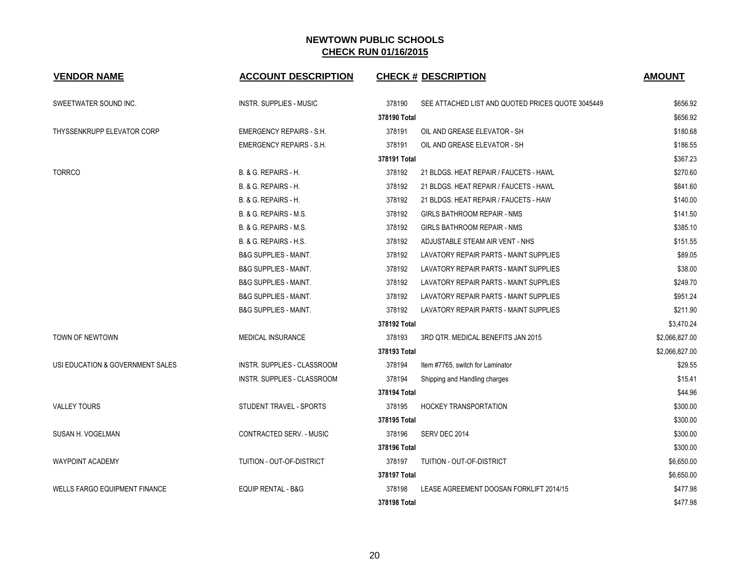## NEWTOWN PUBLIC SCHOOLS
## CHECK RUN 01/16/2015

| VENDOR NAME | ACCOUNT DESCRIPTION | CHECK # | DESCRIPTION | AMOUNT |
|---|---|---|---|---|
| SWEETWATER SOUND INC. | INSTR. SUPPLIES - MUSIC | 378190 | SEE ATTACHED LIST AND QUOTED PRICES QUOTE 3045449 | $656.92 |
| | | 378190 Total | | $656.92 |
| THYSSENKRUPP ELEVATOR CORP | EMERGENCY REPAIRS - S.H. | 378191 | OIL AND GREASE ELEVATOR - SH | $180.68 |
| | EMERGENCY REPAIRS - S.H. | 378191 | OIL AND GREASE ELEVATOR - SH | $186.55 |
| | | 378191 Total | | $367.23 |
| TORRCO | B. & G. REPAIRS - H. | 378192 | 21 BLDGS. HEAT REPAIR / FAUCETS - HAWL | $270.60 |
| | B. & G. REPAIRS - H. | 378192 | 21 BLDGS. HEAT REPAIR / FAUCETS - HAWL | $841.60 |
| | B. & G. REPAIRS - H. | 378192 | 21 BLDGS. HEAT REPAIR / FAUCETS - HAW | $140.00 |
| | B. & G. REPAIRS - M.S. | 378192 | GIRLS BATHROOM REPAIR - NMS | $141.50 |
| | B. & G. REPAIRS - M.S. | 378192 | GIRLS BATHROOM REPAIR - NMS | $385.10 |
| | B. & G. REPAIRS - H.S. | 378192 | ADJUSTABLE STEAM AIR VENT - NHS | $151.55 |
| | B&G SUPPLIES - MAINT. | 378192 | LAVATORY REPAIR PARTS - MAINT SUPPLIES | $89.05 |
| | B&G SUPPLIES - MAINT. | 378192 | LAVATORY REPAIR PARTS - MAINT SUPPLIES | $38.00 |
| | B&G SUPPLIES - MAINT. | 378192 | LAVATORY REPAIR PARTS - MAINT SUPPLIES | $249.70 |
| | B&G SUPPLIES - MAINT. | 378192 | LAVATORY REPAIR PARTS - MAINT SUPPLIES | $951.24 |
| | B&G SUPPLIES - MAINT. | 378192 | LAVATORY REPAIR PARTS - MAINT SUPPLIES | $211.90 |
| | | 378192 Total | | $3,470.24 |
| TOWN OF NEWTOWN | MEDICAL INSURANCE | 378193 | 3RD QTR. MEDICAL BENEFITS JAN 2015 | $2,066,827.00 |
| | | 378193 Total | | $2,066,827.00 |
| USI EDUCATION & GOVERNMENT SALES | INSTR. SUPPLIES - CLASSROOM | 378194 | Item #7765, switch for Laminator | $29.55 |
| | INSTR. SUPPLIES - CLASSROOM | 378194 | Shipping and Handling charges | $15.41 |
| | | 378194 Total | | $44.96 |
| VALLEY TOURS | STUDENT TRAVEL - SPORTS | 378195 | HOCKEY TRANSPORTATION | $300.00 |
| | | 378195 Total | | $300.00 |
| SUSAN H. VOGELMAN | CONTRACTED SERV. - MUSIC | 378196 | SERV DEC 2014 | $300.00 |
| | | 378196 Total | | $300.00 |
| WAYPOINT ACADEMY | TUITION - OUT-OF-DISTRICT | 378197 | TUITION - OUT-OF-DISTRICT | $6,650.00 |
| | | 378197 Total | | $6,650.00 |
| WELLS FARGO EQUIPMENT FINANCE | EQUIP RENTAL - B&G | 378198 | LEASE AGREEMENT DOOSAN FORKLIFT 2014/15 | $477.98 |
| | | 378198 Total | | $477.98 |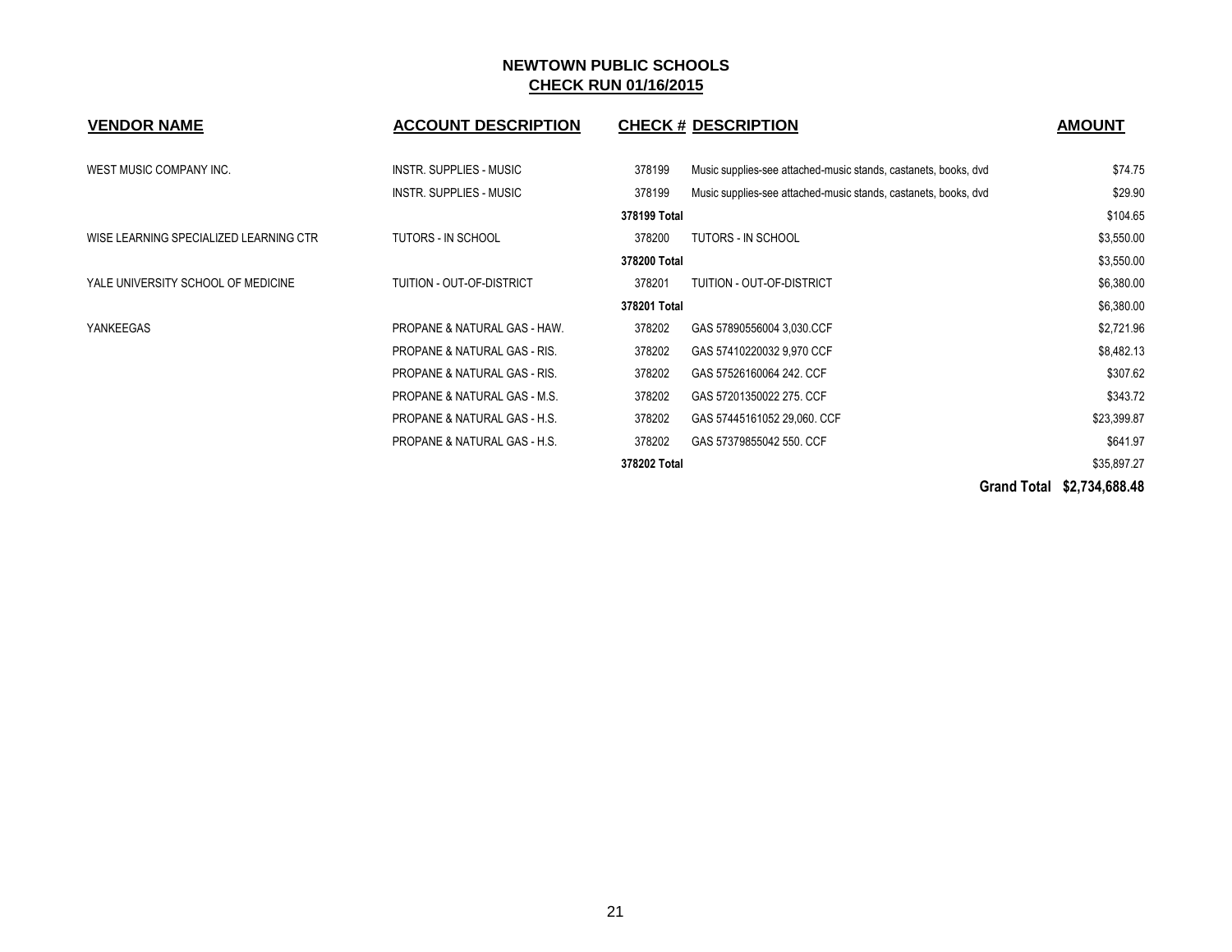**NEWTOWN PUBLIC SCHOOLS**
**CHECK RUN 01/16/2015**

| VENDOR NAME | ACCOUNT DESCRIPTION | CHECK # | DESCRIPTION | AMOUNT |
|---|---|---|---|---|
| WEST MUSIC COMPANY INC. | INSTR. SUPPLIES - MUSIC | 378199 | Music supplies-see attached-music stands, castanets, books, dvd | $74.75 |
| | INSTR. SUPPLIES - MUSIC | 378199 | Music supplies-see attached-music stands, castanets, books, dvd | $29.90 |
| | | **378199 Total** | | $104.65 |
| WISE LEARNING SPECIALIZED LEARNING CTR | TUTORS - IN SCHOOL | 378200 | TUTORS - IN SCHOOL | $3,550.00 |
| | | **378200 Total** | | $3,550.00 |
| YALE UNIVERSITY SCHOOL OF MEDICINE | TUITION - OUT-OF-DISTRICT | 378201 | TUITION - OUT-OF-DISTRICT | $6,380.00 |
| | | **378201 Total** | | $6,380.00 |
| YANKEEGAS | PROPANE & NATURAL GAS - HAW. | 378202 | GAS 57890556004 3,030.CCF | $2,721.96 |
| | PROPANE & NATURAL GAS - RIS. | 378202 | GAS 57410220032 9,970 CCF | $8,482.13 |
| | PROPANE & NATURAL GAS - RIS. | 378202 | GAS 57526160064 242. CCF | $307.62 |
| | PROPANE & NATURAL GAS - M.S. | 378202 | GAS 57201350022 275. CCF | $343.72 |
| | PROPANE & NATURAL GAS - H.S. | 378202 | GAS 57445161052 29,060. CCF | $23,399.87 |
| | PROPANE & NATURAL GAS - H.S. | 378202 | GAS 57379855042 550. CCF | $641.97 |
| | | **378202 Total** | | $35,897.27 |
| | | | **Grand Total** | **$2,734,688.48** |